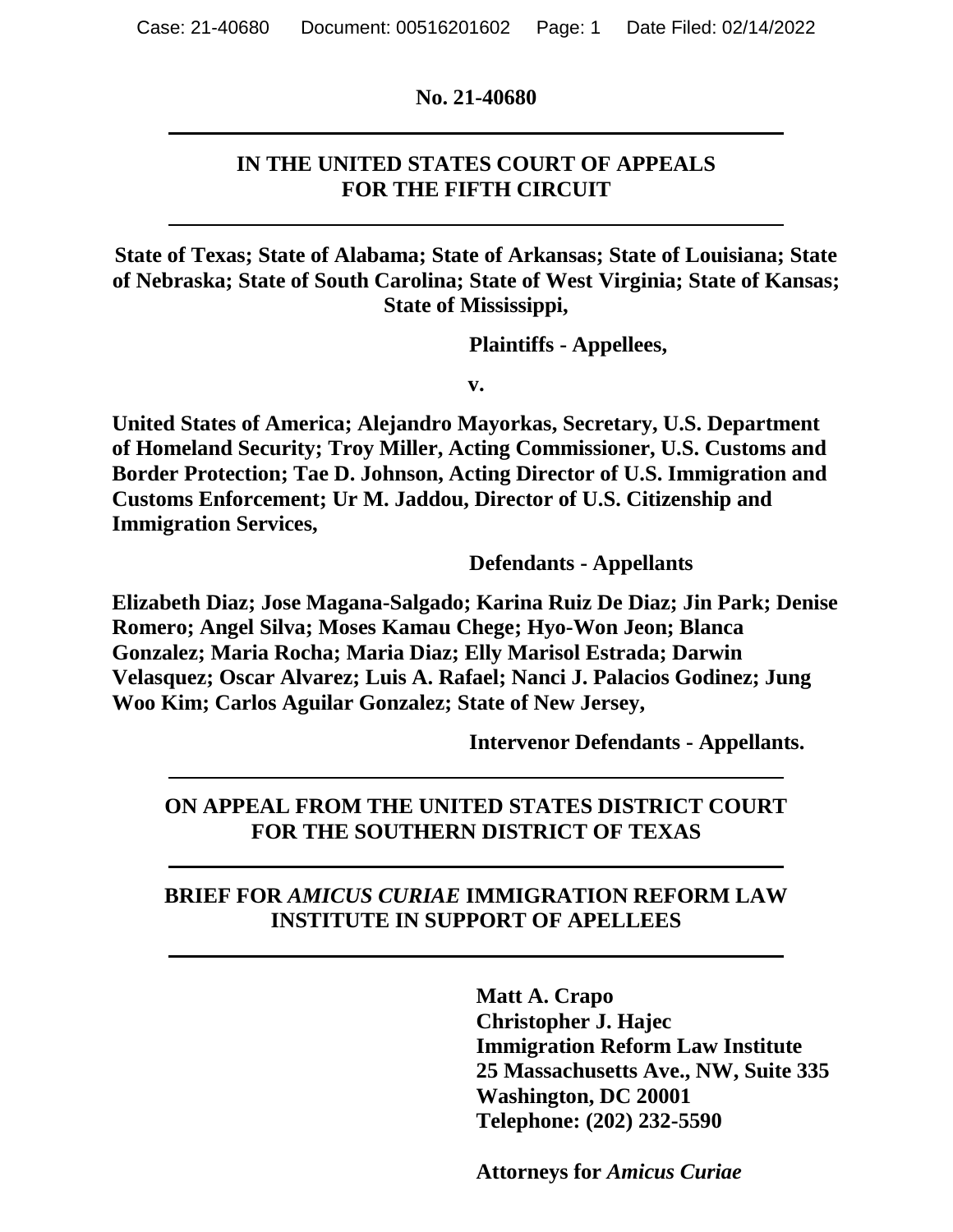**No. 21-40680**

---

**IN THE UNITED STATES COURT OF APPEALS**
**FOR THE FIFTH CIRCUIT**

---

**State of Texas; State of Alabama; State of Arkansas; State of Louisiana; State of Nebraska; State of South Carolina; State of West Virginia; State of Kansas; State of Mississippi,**

**Plaintiffs - Appellees,**

**v.**

**United States of America; Alejandro Mayorkas, Secretary, U.S. Department of Homeland Security; Troy Miller, Acting Commissioner, U.S. Customs and Border Protection; Tae D. Johnson, Acting Director of U.S. Immigration and Customs Enforcement; Ur M. Jaddou, Director of U.S. Citizenship and Immigration Services,**

**Defendants - Appellants**

**Elizabeth Diaz; Jose Magana-Salgado; Karina Ruiz De Diaz; Jin Park; Denise Romero; Angel Silva; Moses Kamau Chege; Hyo-Won Jeon; Blanca Gonzalez; Maria Rocha; Maria Diaz; Elly Marisol Estrada; Darwin Velasquez; Oscar Alvarez; Luis A. Rafael; Nanci J. Palacios Godinez; Jung Woo Kim; Carlos Aguilar Gonzalez; State of New Jersey,**

**Intervenor Defendants - Appellants.**

---

**ON APPEAL FROM THE UNITED STATES DISTRICT COURT**
**FOR THE SOUTHERN DISTRICT OF TEXAS**

---

**BRIEF FOR *AMICUS CURIAE* IMMIGRATION REFORM LAW INSTITUTE IN SUPPORT OF APELLEES**

---

**Matt A. Crapo**
**Christopher J. Hajec**
**Immigration Reform Law Institute**
**25 Massachusetts Ave., NW, Suite 335**
**Washington, DC 20001**
**Telephone: (202) 232-5590**

**Attorneys for *Amicus Curiae***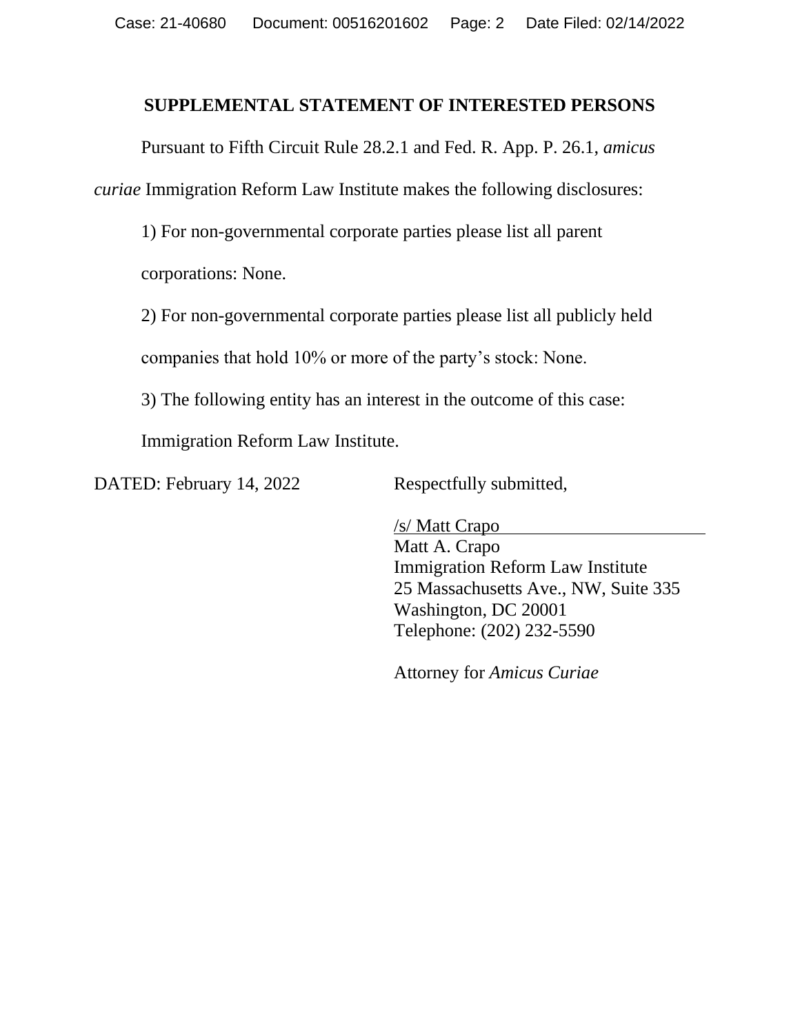## SUPPLEMENTAL STATEMENT OF INTERESTED PERSONS

Pursuant to Fifth Circuit Rule 28.2.1 and Fed. R. App. P. 26.1, *amicus curiae* Immigration Reform Law Institute makes the following disclosures:

1) For non-governmental corporate parties please list all parent corporations: None.

2) For non-governmental corporate parties please list all publicly held companies that hold 10% or more of the party's stock: None.

3) The following entity has an interest in the outcome of this case: Immigration Reform Law Institute.

DATED: February 14, 2022

Respectfully submitted,

/s/ Matt Crapo
Matt A. Crapo
Immigration Reform Law Institute
25 Massachusetts Ave., NW, Suite 335
Washington, DC 20001
Telephone: (202) 232-5590

Attorney for *Amicus Curiae*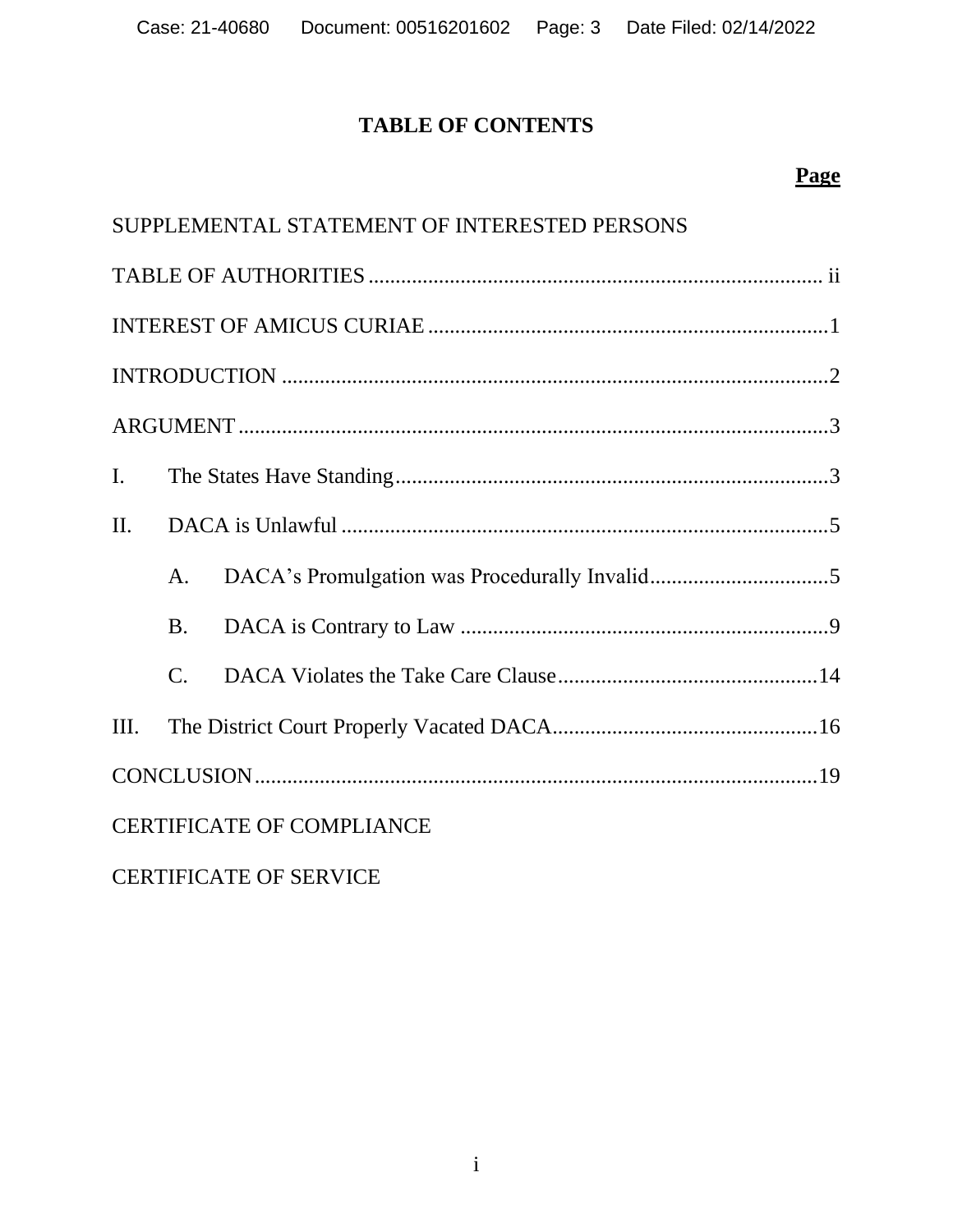## TABLE OF CONTENTS

| | Page |
|---|---|
| SUPPLEMENTAL STATEMENT OF INTERESTED PERSONS | |
| TABLE OF AUTHORITIES | ii |
| INTEREST OF AMICUS CURIAE | 1 |
| INTRODUCTION | 2 |
| ARGUMENT | 3 |
| I. The States Have Standing | 3 |
| II. DACA is Unlawful | 5 |
| A. DACA's Promulgation was Procedurally Invalid | 5 |
| B. DACA is Contrary to Law | 9 |
| C. DACA Violates the Take Care Clause | 14 |
| III. The District Court Properly Vacated DACA | 16 |
| CONCLUSION | 19 |
| CERTIFICATE OF COMPLIANCE | |
| CERTIFICATE OF SERVICE | |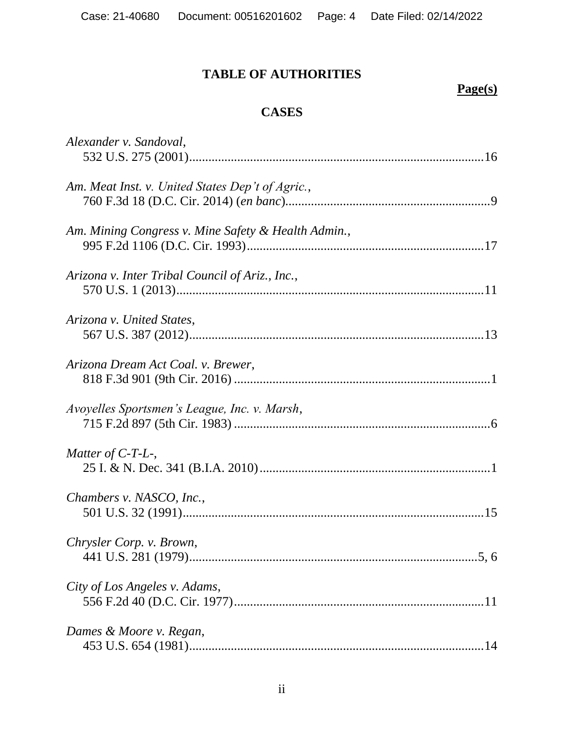# TABLE OF AUTHORITIES

**Page(s)**

## CASES

*Alexander v. Sandoval*,
532 U.S. 275 (2001)....................................................................................16

*Am. Meat Inst. v. United States Dep't of Agric.*,
760 F.3d 18 (D.C. Cir. 2014) (*en banc*)................................................................9

*Am. Mining Congress v. Mine Safety & Health Admin.*,
995 F.2d 1106 (D.C. Cir. 1993)..........................................................................17

*Arizona v. Inter Tribal Council of Ariz., Inc.*,
570 U.S. 1 (2013)................................................................................................11

*Arizona v. United States*,
567 U.S. 387 (2012)............................................................................................13

*Arizona Dream Act Coal. v. Brewer*,
818 F.3d 901 (9th Cir. 2016) ................................................................................1

*Avoyelles Sportsmen's League, Inc. v. Marsh*,
715 F.2d 897 (5th Cir. 1983) ................................................................................6

*Matter of C-T-L-*,
25 I. & N. Dec. 341 (B.I.A. 2010)........................................................................1

*Chambers v. NASCO, Inc.*,
501 U.S. 32 (1991)..............................................................................................15

*Chrysler Corp. v. Brown*,
441 U.S. 281 (1979)..........................................................................................5, 6

*City of Los Angeles v. Adams*,
556 F.2d 40 (D.C. Cir. 1977)..............................................................................11

*Dames & Moore v. Regan*,
453 U.S. 654 (1981)............................................................................................14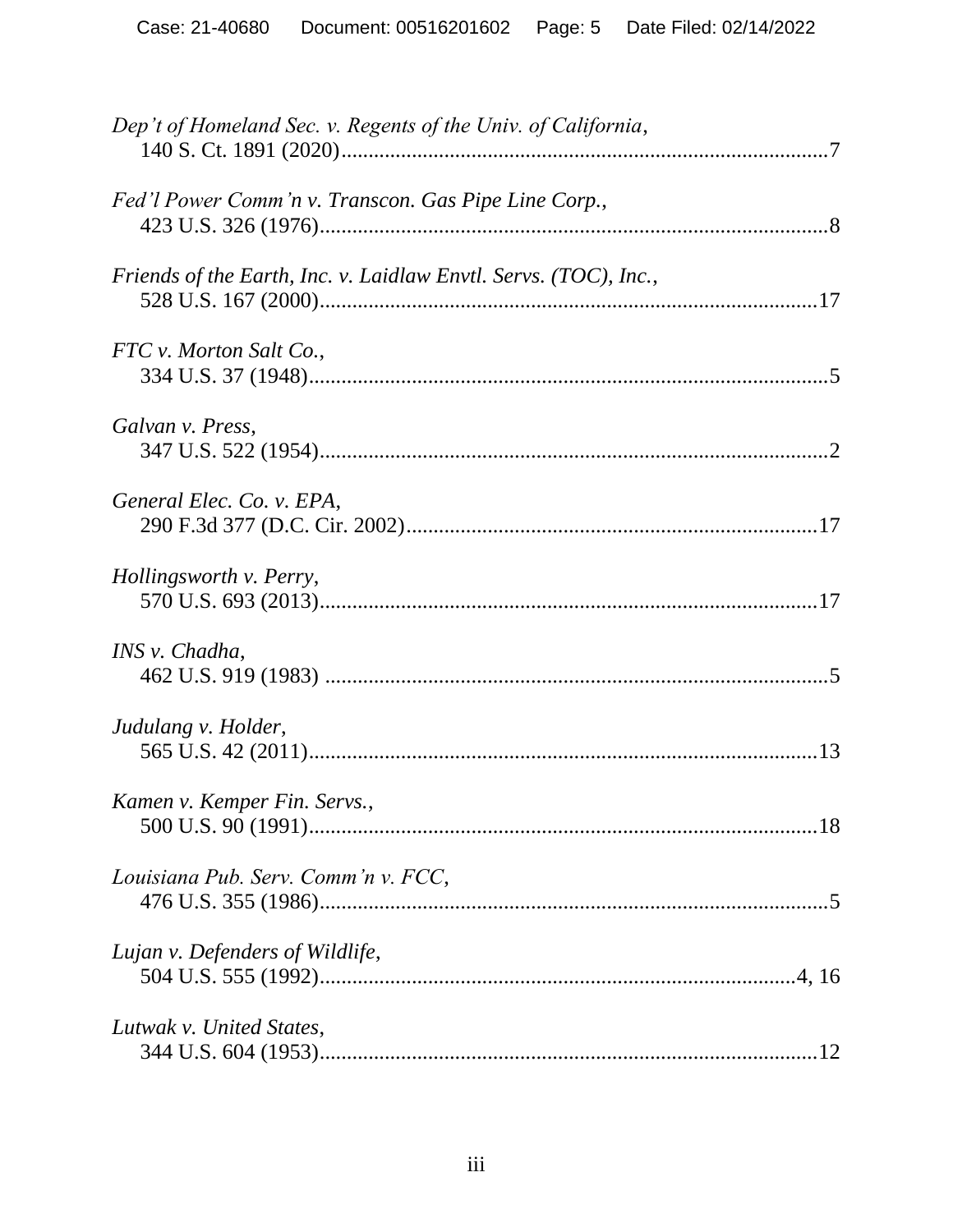*Dep't of Homeland Sec. v. Regents of the Univ. of California*,
140 S. Ct. 1891 (2020)........................................................................................7

*Fed'l Power Comm'n v. Transcon. Gas Pipe Line Corp.*,
423 U.S. 326 (1976)............................................................................................8

*Friends of the Earth, Inc. v. Laidlaw Envtl. Servs. (TOC), Inc.*,
528 U.S. 167 (2000)..........................................................................................17

*FTC v. Morton Salt Co.*,
334 U.S. 37 (1948)..............................................................................................5

*Galvan v. Press*,
347 U.S. 522 (1954)............................................................................................2

*General Elec. Co. v. EPA*,
290 F.3d 377 (D.C. Cir. 2002)..........................................................................17

*Hollingsworth v. Perry*,
570 U.S. 693 (2013)..........................................................................................17

*INS v. Chadha*,
462 U.S. 919 (1983) ...........................................................................................5

*Judulang v. Holder*,
565 U.S. 42 (2011)............................................................................................13

*Kamen v. Kemper Fin. Servs.*,
500 U.S. 90 (1991)............................................................................................18

*Louisiana Pub. Serv. Comm'n v. FCC*,
476 U.S. 355 (1986)............................................................................................5

*Lujan v. Defenders of Wildlife*,
504 U.S. 555 (1992).......................................................................................4, 16

*Lutwak v. United States*,
344 U.S. 604 (1953)..........................................................................................12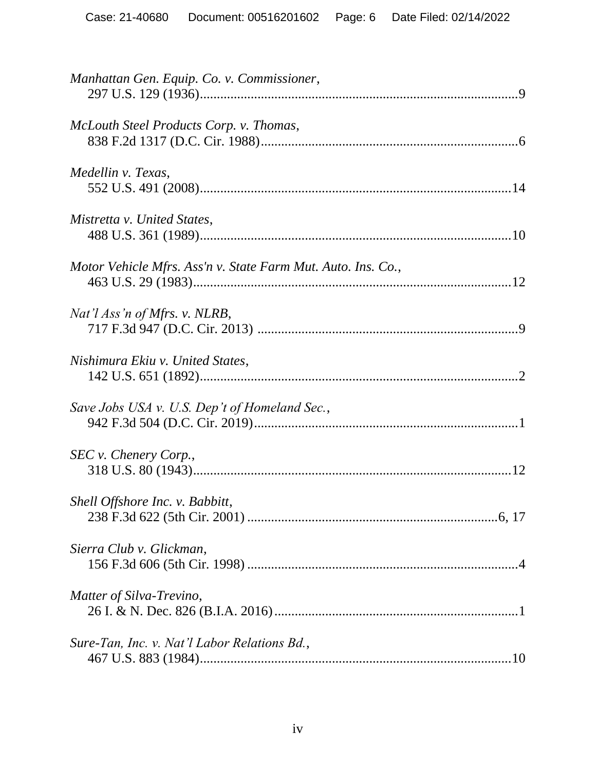*Manhattan Gen. Equip. Co. v. Commissioner*,
297 U.S. 129 (1936)............................................................................................9

*McLouth Steel Products Corp. v. Thomas*,
838 F.2d 1317 (D.C. Cir. 1988)..........................................................................6

*Medellin v. Texas*,
552 U.S. 491 (2008)..........................................................................................14

*Mistretta v. United States*,
488 U.S. 361 (1989)..........................................................................................10

*Motor Vehicle Mfrs. Ass'n v. State Farm Mut. Auto. Ins. Co.*,
463 U.S. 29 (1983)............................................................................................12

*Nat'l Ass'n of Mfrs. v. NLRB*,
717 F.3d 947 (D.C. Cir. 2013) ...........................................................................9

*Nishimura Ekiu v. United States*,
142 U.S. 651 (1892)............................................................................................2

*Save Jobs USA v. U.S. Dep't of Homeland Sec.*,
942 F.3d 504 (D.C. Cir. 2019)............................................................................1

*SEC v. Chenery Corp.*,
318 U.S. 80 (1943)............................................................................................12

*Shell Offshore Inc. v. Babbitt*,
238 F.3d 622 (5th Cir. 2001) ......................................................................6, 17

*Sierra Club v. Glickman*,
156 F.3d 606 (5th Cir. 1998) ..............................................................................4

*Matter of Silva-Trevino*,
26 I. & N. Dec. 826 (B.I.A. 2016).......................................................................1

*Sure-Tan, Inc. v. Nat'l Labor Relations Bd.*,
467 U.S. 883 (1984)..........................................................................................10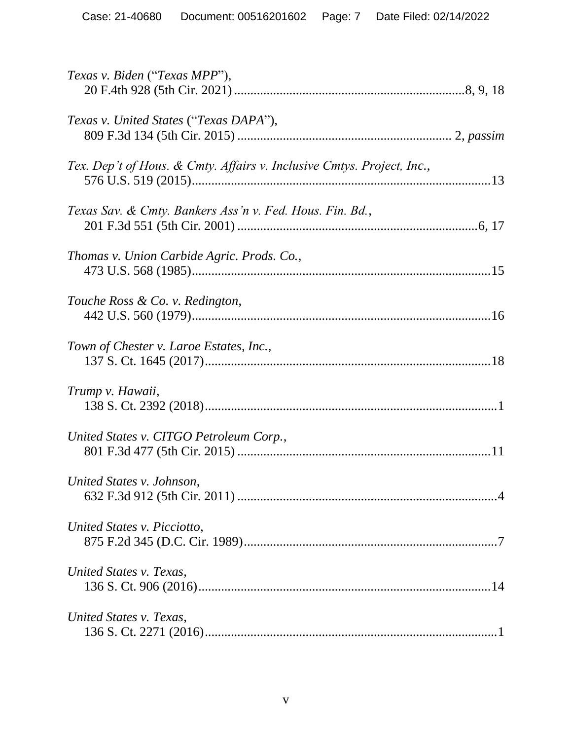*Texas v. Biden* ("*Texas MPP*"),
20 F.4th 928 (5th Cir. 2021) ....................................................................8, 9, 18

*Texas v. United States* ("*Texas DAPA*"),
809 F.3d 134 (5th Cir. 2015) ................................................................ 2, *passim*

*Tex. Dep't of Hous. & Cmty. Affairs v. Inclusive Cmtys. Project, Inc.*,
576 U.S. 519 (2015)..........................................................................................13

*Texas Sav. & Cmty. Bankers Ass'n v. Fed. Hous. Fin. Bd.*,
201 F.3d 551 (5th Cir. 2001) .........................................................................6, 17

*Thomas v. Union Carbide Agric. Prods. Co.*,
473 U.S. 568 (1985)..........................................................................................15

*Touche Ross & Co. v. Redington*,
442 U.S. 560 (1979)..........................................................................................16

*Town of Chester v. Laroe Estates, Inc.*,
137 S. Ct. 1645 (2017)......................................................................................18

*Trump v. Hawaii*,
138 S. Ct. 2392 (2018)........................................................................................1

*United States v. CITGO Petroleum Corp.*,
801 F.3d 477 (5th Cir. 2015) .............................................................................11

*United States v. Johnson*,
632 F.3d 912 (5th Cir. 2011) ...............................................................................4

*United States v. Picciotto*,
875 F.2d 345 (D.C. Cir. 1989).............................................................................7

*United States v. Texas*,
136 S. Ct. 906 (2016).........................................................................................14

*United States v. Texas*,
136 S. Ct. 2271 (2016)........................................................................................1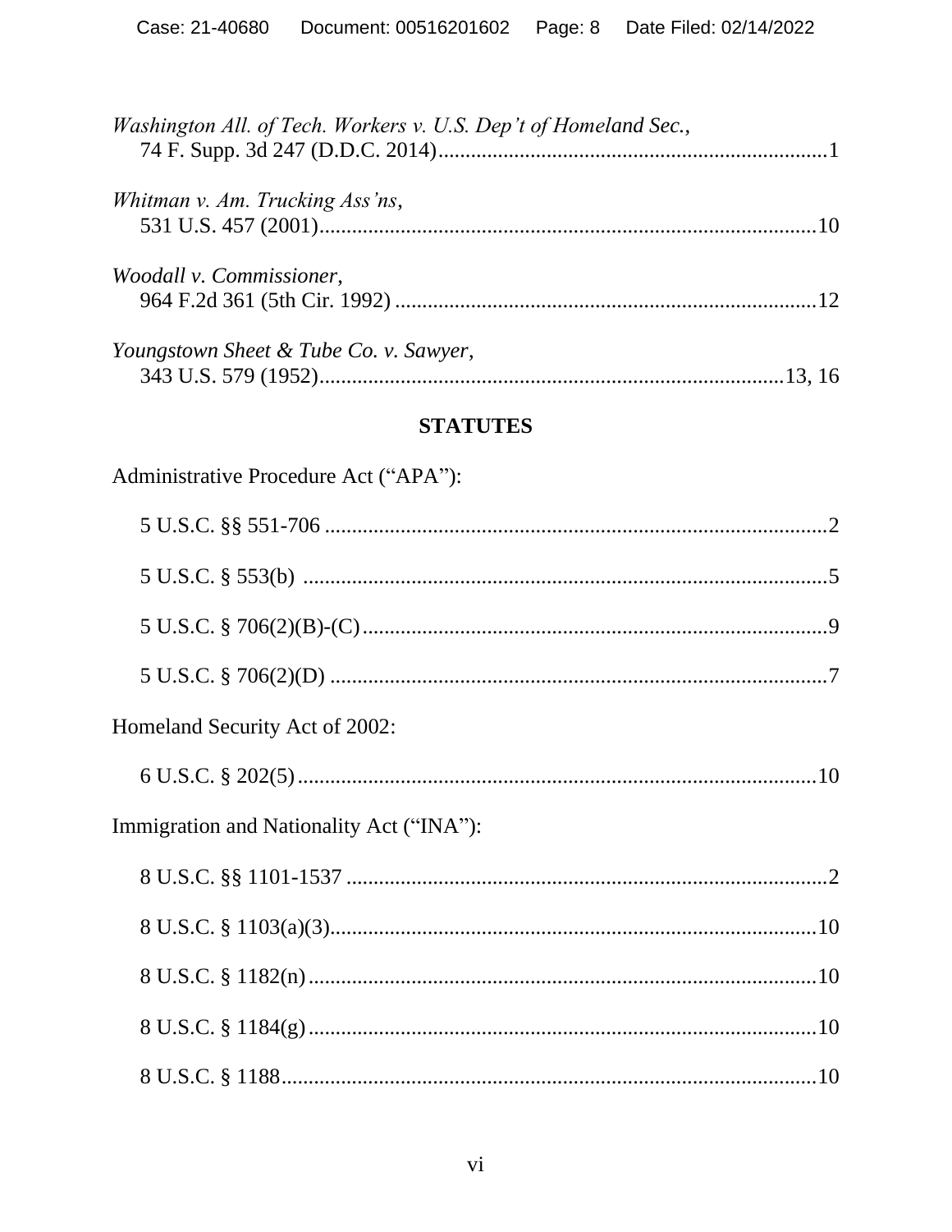*Washington All. of Tech. Workers v. U.S. Dep't of Homeland Sec.*,
74 F. Supp. 3d 247 (D.D.C. 2014)........................................................................1

*Whitman v. Am. Trucking Ass'ns*,
531 U.S. 457 (2001)..........................................................................................10

*Woodall v. Commissioner*,
964 F.2d 361 (5th Cir. 1992) ............................................................................12

*Youngstown Sheet & Tube Co. v. Sawyer*,
343 U.S. 579 (1952)....................................................................................13, 16

## STATUTES

Administrative Procedure Act ("APA"):

5 U.S.C. §§ 551-706 ...........................................................................................2

5 U.S.C. § 553(b) ...............................................................................................5

5 U.S.C. § 706(2)(B)-(C).....................................................................................9

5 U.S.C. § 706(2)(D) ..........................................................................................7

Homeland Security Act of 2002:

6 U.S.C. § 202(5)...............................................................................................10

Immigration and Nationality Act ("INA"):

8 U.S.C. §§ 1101-1537 .......................................................................................2

8 U.S.C. § 1103(a)(3).........................................................................................10

8 U.S.C. § 1182(n).............................................................................................10

8 U.S.C. § 1184(g).............................................................................................10

8 U.S.C. § 1188..................................................................................................10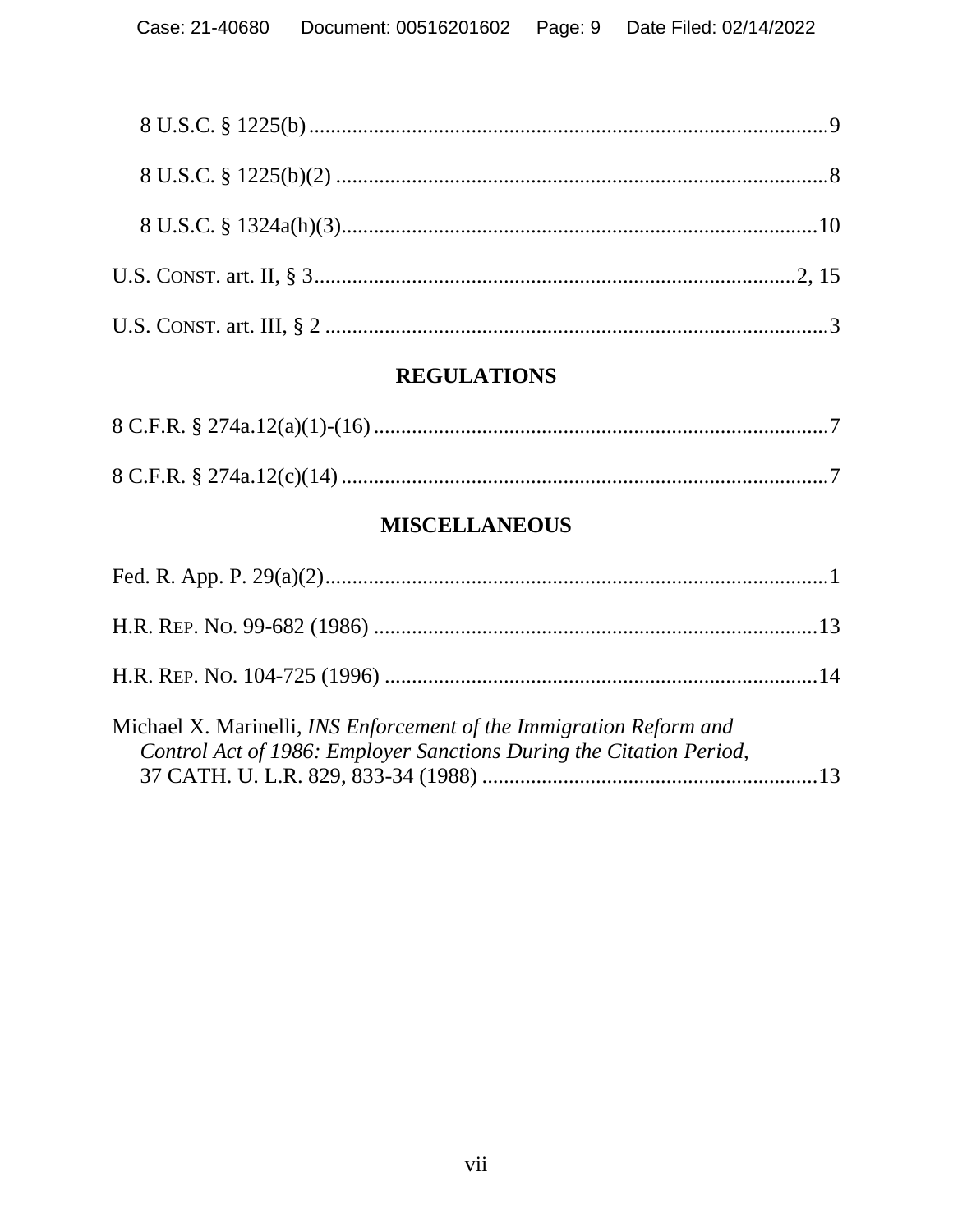8 U.S.C. § 1225(b) ........................................................................................ 9

8 U.S.C. § 1225(b)(2) .................................................................................... 8

8 U.S.C. § 1324a(h)(3) .................................................................................. 10

U.S. CONST. art. II, § 3 ............................................................................. 2, 15

U.S. CONST. art. III, § 2 .................................................................................. 3

## REGULATIONS

8 C.F.R. § 274a.12(a)(1)-(16) .......................................................................... 7

8 C.F.R. § 274a.12(c)(14) ................................................................................ 7

## MISCELLANEOUS

Fed. R. App. P. 29(a)(2) .................................................................................... 1

H.R. REP. NO. 99-682 (1986) ........................................................................ 13

H.R. REP. NO. 104-725 (1996) ...................................................................... 14

Michael X. Marinelli, *INS Enforcement of the Immigration Reform and Control Act of 1986: Employer Sanctions During the Citation Period*, 37 CATH. U. L.R. 829, 833-34 (1988) .................................................... 13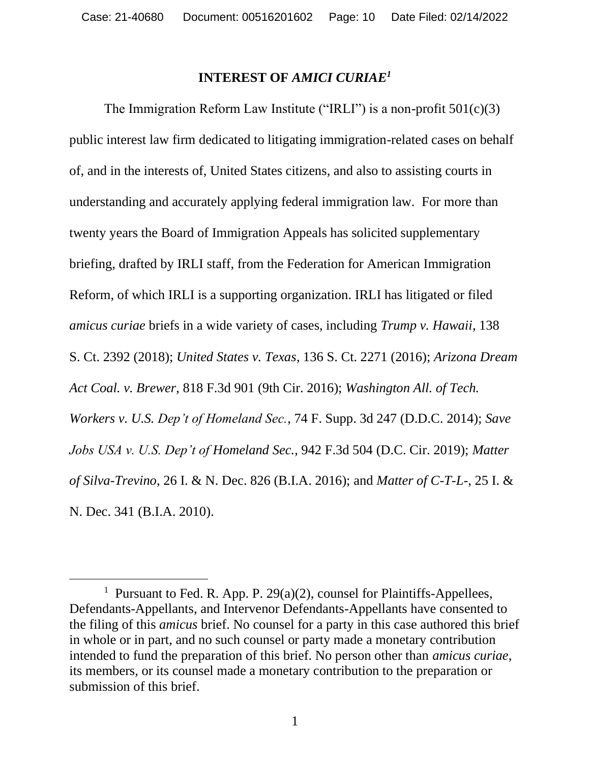## INTEREST OF *AMICI CURIAE*[1]

The Immigration Reform Law Institute ("IRLI") is a non-profit 501(c)(3) public interest law firm dedicated to litigating immigration-related cases on behalf of, and in the interests of, United States citizens, and also to assisting courts in understanding and accurately applying federal immigration law. For more than twenty years the Board of Immigration Appeals has solicited supplementary briefing, drafted by IRLI staff, from the Federation for American Immigration Reform, of which IRLI is a supporting organization. IRLI has litigated or filed *amicus curiae* briefs in a wide variety of cases, including *Trump v. Hawaii*, 138 S. Ct. 2392 (2018); *United States v. Texas*, 136 S. Ct. 2271 (2016); *Arizona Dream Act Coal. v. Brewer*, 818 F.3d 901 (9th Cir. 2016); *Washington All. of Tech. Workers v. U.S. Dep't of Homeland Sec.*, 74 F. Supp. 3d 247 (D.D.C. 2014); *Save Jobs USA v. U.S. Dep't of Homeland Sec.*, 942 F.3d 504 (D.C. Cir. 2019); *Matter of Silva-Trevino*, 26 I. & N. Dec. 826 (B.I.A. 2016); and *Matter of C-T-L-*, 25 I. & N. Dec. 341 (B.I.A. 2010).

---

[1] Pursuant to Fed. R. App. P. 29(a)(2), counsel for Plaintiffs-Appellees, Defendants-Appellants, and Intervenor Defendants-Appellants have consented to the filing of this *amicus* brief. No counsel for a party in this case authored this brief in whole or in part, and no such counsel or party made a monetary contribution intended to fund the preparation of this brief. No person other than *amicus curiae*, its members, or its counsel made a monetary contribution to the preparation or submission of this brief.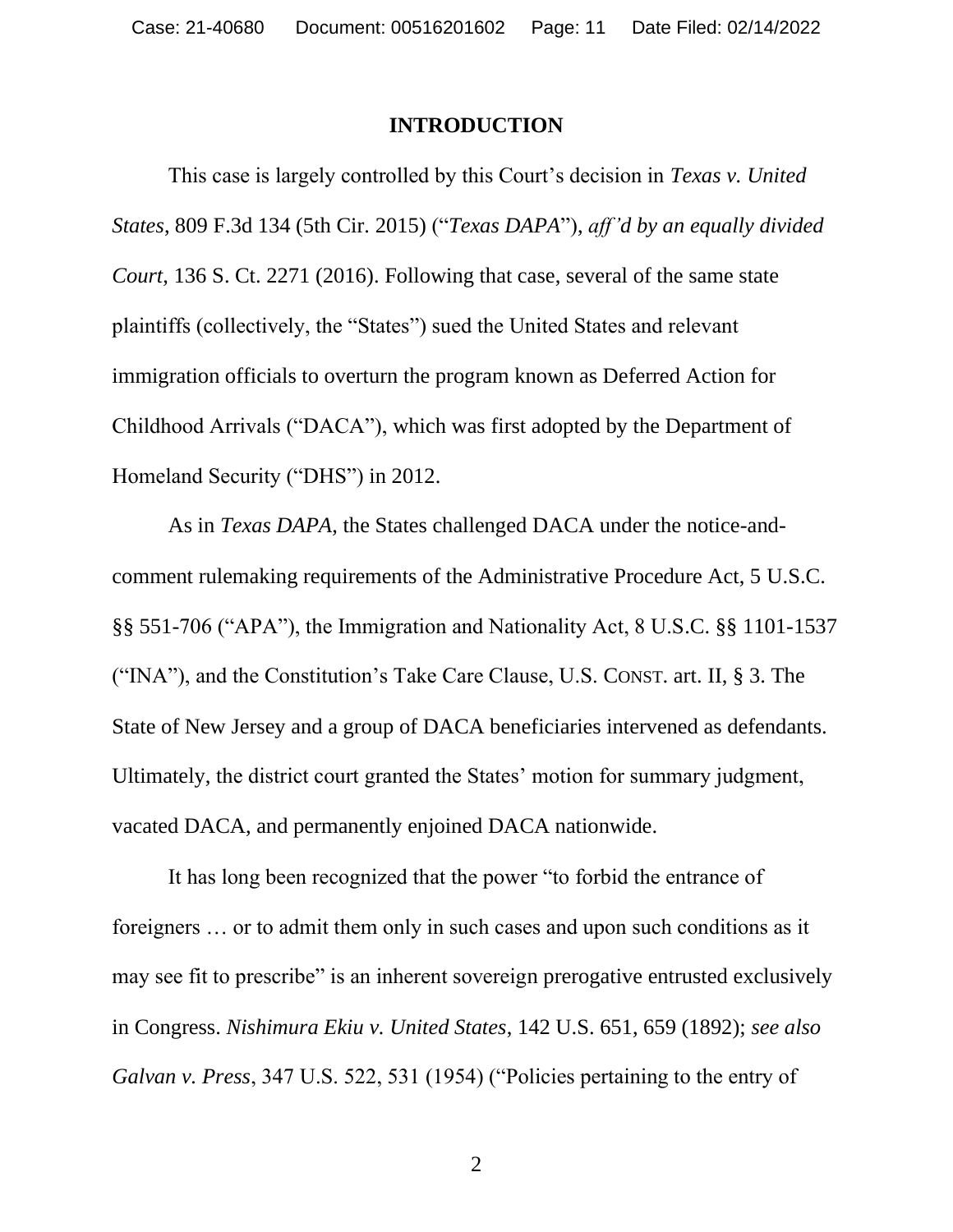## INTRODUCTION

This case is largely controlled by this Court's decision in *Texas v. United States*, 809 F.3d 134 (5th Cir. 2015) ("*Texas DAPA*"), *aff'd by an equally divided Court*, 136 S. Ct. 2271 (2016). Following that case, several of the same state plaintiffs (collectively, the "States") sued the United States and relevant immigration officials to overturn the program known as Deferred Action for Childhood Arrivals ("DACA"), which was first adopted by the Department of Homeland Security ("DHS") in 2012.

As in *Texas DAPA*, the States challenged DACA under the notice-and-comment rulemaking requirements of the Administrative Procedure Act, 5 U.S.C. §§ 551-706 ("APA"), the Immigration and Nationality Act, 8 U.S.C. §§ 1101-1537 ("INA"), and the Constitution's Take Care Clause, U.S. CONST. art. II, § 3. The State of New Jersey and a group of DACA beneficiaries intervened as defendants. Ultimately, the district court granted the States' motion for summary judgment, vacated DACA, and permanently enjoined DACA nationwide.

It has long been recognized that the power "to forbid the entrance of foreigners … or to admit them only in such cases and upon such conditions as it may see fit to prescribe" is an inherent sovereign prerogative entrusted exclusively in Congress. *Nishimura Ekiu v. United States*, 142 U.S. 651, 659 (1892); *see also Galvan v. Press*, 347 U.S. 522, 531 (1954) ("Policies pertaining to the entry of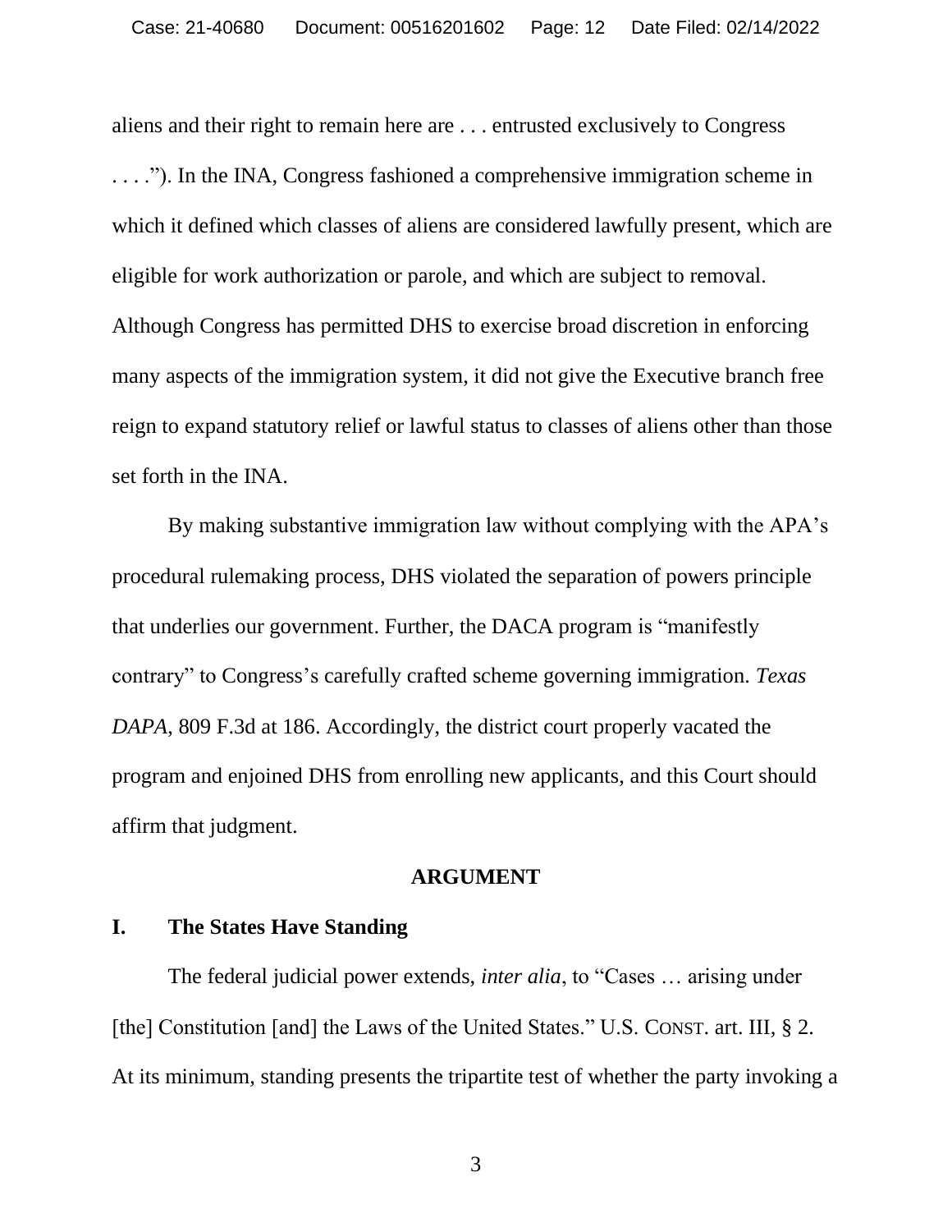aliens and their right to remain here are . . . entrusted exclusively to Congress . . . ."). In the INA, Congress fashioned a comprehensive immigration scheme in which it defined which classes of aliens are considered lawfully present, which are eligible for work authorization or parole, and which are subject to removal. Although Congress has permitted DHS to exercise broad discretion in enforcing many aspects of the immigration system, it did not give the Executive branch free reign to expand statutory relief or lawful status to classes of aliens other than those set forth in the INA.

By making substantive immigration law without complying with the APA's procedural rulemaking process, DHS violated the separation of powers principle that underlies our government. Further, the DACA program is "manifestly contrary" to Congress's carefully crafted scheme governing immigration. *Texas DAPA*, 809 F.3d at 186. Accordingly, the district court properly vacated the program and enjoined DHS from enrolling new applicants, and this Court should affirm that judgment.

## ARGUMENT

### I. The States Have Standing

The federal judicial power extends, *inter alia*, to "Cases … arising under [the] Constitution [and] the Laws of the United States." U.S. CONST. art. III, § 2. At its minimum, standing presents the tripartite test of whether the party invoking a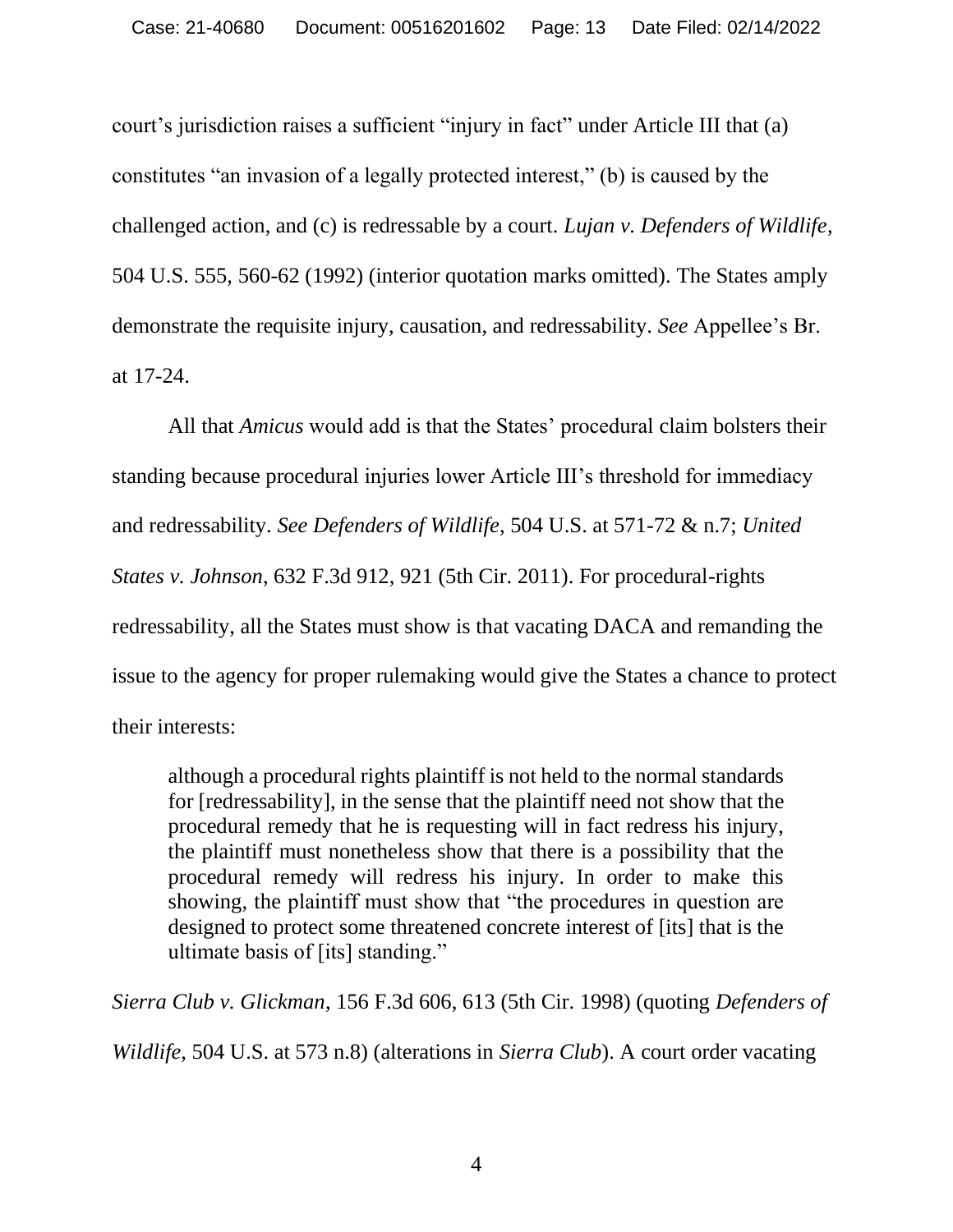court's jurisdiction raises a sufficient "injury in fact" under Article III that (a) constitutes "an invasion of a legally protected interest," (b) is caused by the challenged action, and (c) is redressable by a court. *Lujan v. Defenders of Wildlife*, 504 U.S. 555, 560-62 (1992) (interior quotation marks omitted). The States amply demonstrate the requisite injury, causation, and redressability. *See* Appellee's Br. at 17-24.

All that *Amicus* would add is that the States' procedural claim bolsters their standing because procedural injuries lower Article III's threshold for immediacy and redressability. *See Defenders of Wildlife*, 504 U.S. at 571-72 & n.7; *United States v. Johnson*, 632 F.3d 912, 921 (5th Cir. 2011). For procedural-rights redressability, all the States must show is that vacating DACA and remanding the issue to the agency for proper rulemaking would give the States a chance to protect their interests:

> although a procedural rights plaintiff is not held to the normal standards for [redressability], in the sense that the plaintiff need not show that the procedural remedy that he is requesting will in fact redress his injury, the plaintiff must nonetheless show that there is a possibility that the procedural remedy will redress his injury. In order to make this showing, the plaintiff must show that "the procedures in question are designed to protect some threatened concrete interest of [its] that is the ultimate basis of [its] standing."

*Sierra Club v. Glickman*, 156 F.3d 606, 613 (5th Cir. 1998) (quoting *Defenders of Wildlife*, 504 U.S. at 573 n.8) (alterations in *Sierra Club*). A court order vacating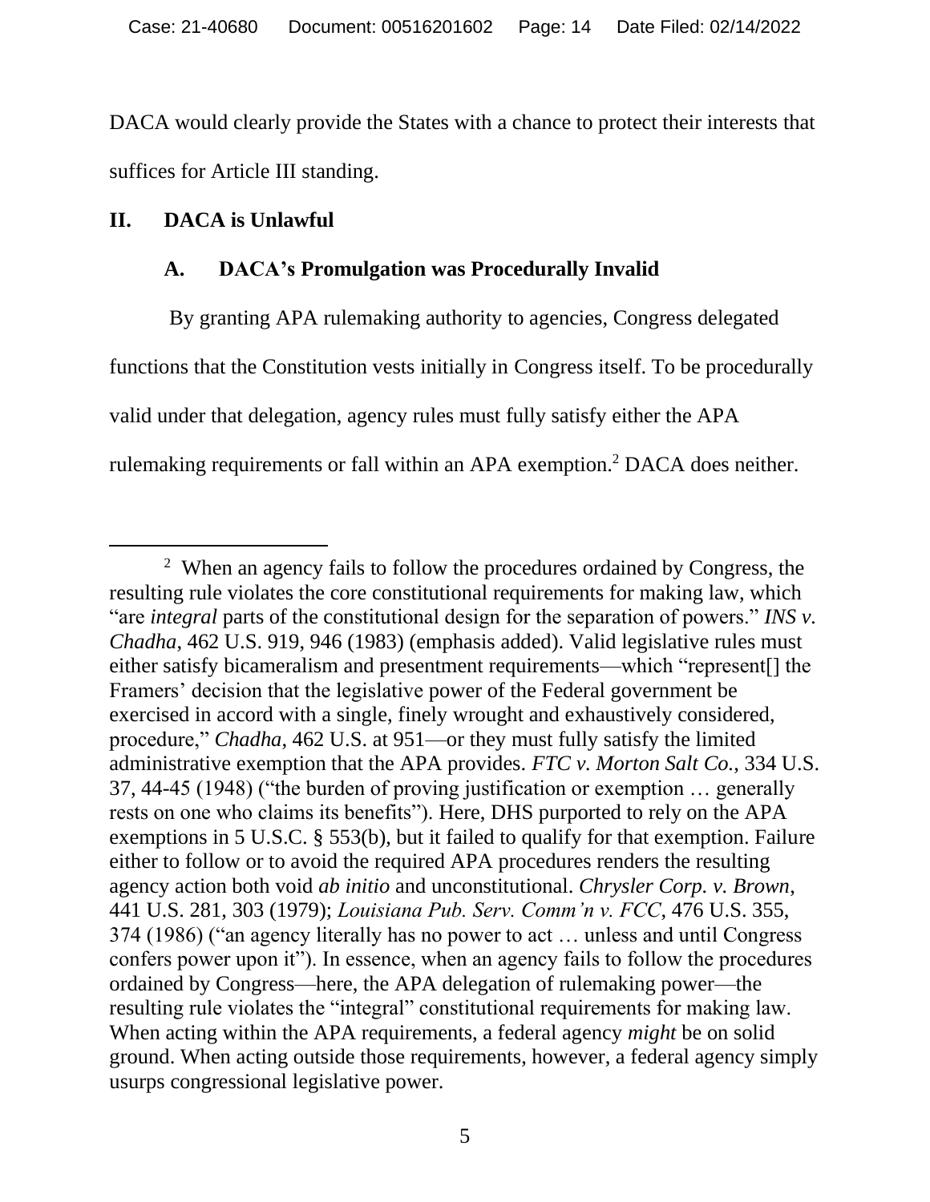DACA would clearly provide the States with a chance to protect their interests that suffices for Article III standing.

## II. DACA is Unlawful

### A. DACA's Promulgation was Procedurally Invalid

By granting APA rulemaking authority to agencies, Congress delegated functions that the Constitution vests initially in Congress itself. To be procedurally valid under that delegation, agency rules must fully satisfy either the APA rulemaking requirements or fall within an APA exemption.[2] DACA does neither.

---

[2] When an agency fails to follow the procedures ordained by Congress, the resulting rule violates the core constitutional requirements for making law, which "are *integral* parts of the constitutional design for the separation of powers." *INS v. Chadha*, 462 U.S. 919, 946 (1983) (emphasis added). Valid legislative rules must either satisfy bicameralism and presentment requirements—which "represent[] the Framers' decision that the legislative power of the Federal government be exercised in accord with a single, finely wrought and exhaustively considered, procedure," *Chadha*, 462 U.S. at 951—or they must fully satisfy the limited administrative exemption that the APA provides. *FTC v. Morton Salt Co.*, 334 U.S. 37, 44-45 (1948) ("the burden of proving justification or exemption … generally rests on one who claims its benefits"). Here, DHS purported to rely on the APA exemptions in 5 U.S.C. § 553(b), but it failed to qualify for that exemption. Failure either to follow or to avoid the required APA procedures renders the resulting agency action both void *ab initio* and unconstitutional. *Chrysler Corp. v. Brown*, 441 U.S. 281, 303 (1979); *Louisiana Pub. Serv. Comm'n v. FCC*, 476 U.S. 355, 374 (1986) ("an agency literally has no power to act … unless and until Congress confers power upon it"). In essence, when an agency fails to follow the procedures ordained by Congress—here, the APA delegation of rulemaking power—the resulting rule violates the "integral" constitutional requirements for making law. When acting within the APA requirements, a federal agency *might* be on solid ground. When acting outside those requirements, however, a federal agency simply usurps congressional legislative power.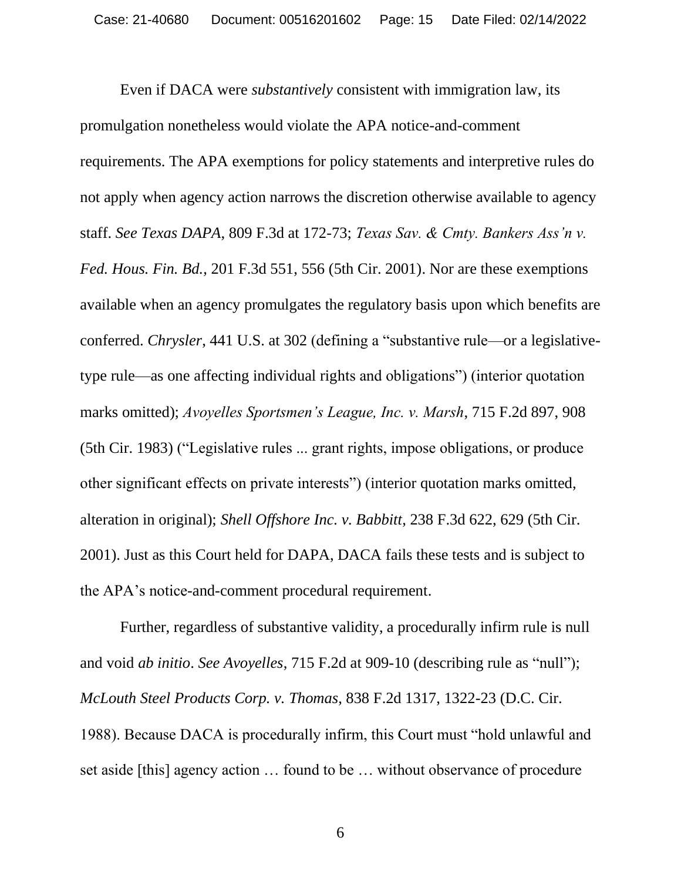Even if DACA were *substantively* consistent with immigration law, its promulgation nonetheless would violate the APA notice-and-comment requirements. The APA exemptions for policy statements and interpretive rules do not apply when agency action narrows the discretion otherwise available to agency staff. *See Texas DAPA*, 809 F.3d at 172-73; *Texas Sav. & Cmty. Bankers Ass'n v. Fed. Hous. Fin. Bd.*, 201 F.3d 551, 556 (5th Cir. 2001). Nor are these exemptions available when an agency promulgates the regulatory basis upon which benefits are conferred. *Chrysler*, 441 U.S. at 302 (defining a "substantive rule—or a legislative-type rule—as one affecting individual rights and obligations") (interior quotation marks omitted); *Avoyelles Sportsmen's League, Inc. v. Marsh*, 715 F.2d 897, 908 (5th Cir. 1983) ("Legislative rules ... grant rights, impose obligations, or produce other significant effects on private interests") (interior quotation marks omitted, alteration in original); *Shell Offshore Inc. v. Babbitt*, 238 F.3d 622, 629 (5th Cir. 2001). Just as this Court held for DAPA, DACA fails these tests and is subject to the APA's notice-and-comment procedural requirement.

Further, regardless of substantive validity, a procedurally infirm rule is null and void *ab initio*. *See Avoyelles*, 715 F.2d at 909-10 (describing rule as "null"); *McLouth Steel Products Corp. v. Thomas*, 838 F.2d 1317, 1322-23 (D.C. Cir. 1988). Because DACA is procedurally infirm, this Court must "hold unlawful and set aside [this] agency action … found to be … without observance of procedure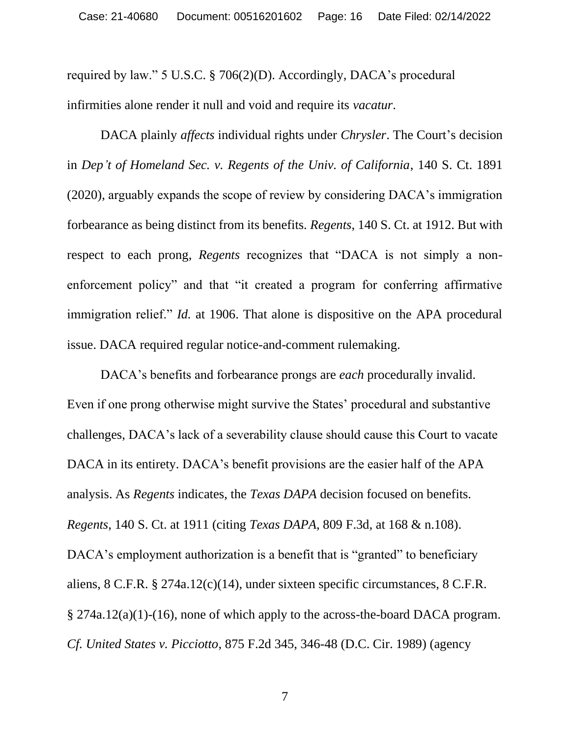required by law." 5 U.S.C. § 706(2)(D). Accordingly, DACA's procedural infirmities alone render it null and void and require its *vacatur*.

DACA plainly *affects* individual rights under *Chrysler*. The Court's decision in *Dep't of Homeland Sec. v. Regents of the Univ. of California*, 140 S. Ct. 1891 (2020), arguably expands the scope of review by considering DACA's immigration forbearance as being distinct from its benefits. *Regents*, 140 S. Ct. at 1912. But with respect to each prong, *Regents* recognizes that "DACA is not simply a non-enforcement policy" and that "it created a program for conferring affirmative immigration relief." *Id.* at 1906. That alone is dispositive on the APA procedural issue. DACA required regular notice-and-comment rulemaking.

DACA's benefits and forbearance prongs are *each* procedurally invalid. Even if one prong otherwise might survive the States' procedural and substantive challenges, DACA's lack of a severability clause should cause this Court to vacate DACA in its entirety. DACA's benefit provisions are the easier half of the APA analysis. As *Regents* indicates, the *Texas DAPA* decision focused on benefits. *Regents*, 140 S. Ct. at 1911 (citing *Texas DAPA*, 809 F.3d, at 168 & n.108). DACA's employment authorization is a benefit that is "granted" to beneficiary aliens, 8 C.F.R. § 274a.12(c)(14), under sixteen specific circumstances, 8 C.F.R. § 274a.12(a)(1)-(16), none of which apply to the across-the-board DACA program. *Cf. United States v. Picciotto*, 875 F.2d 345, 346-48 (D.C. Cir. 1989) (agency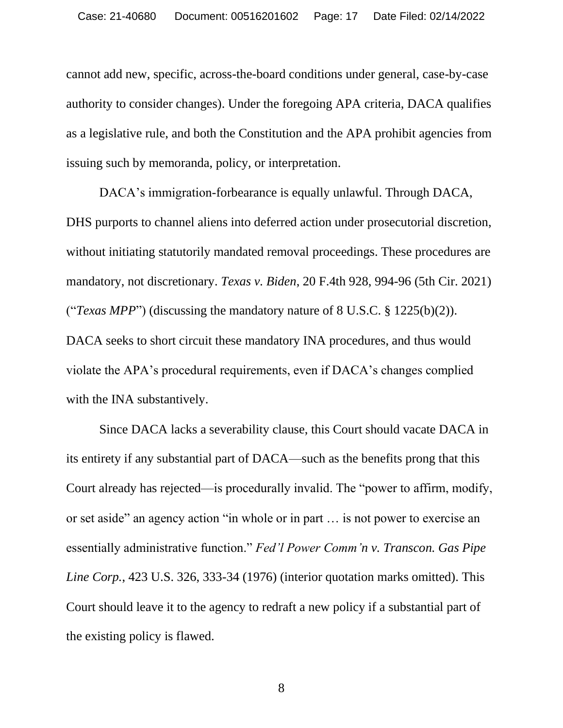cannot add new, specific, across-the-board conditions under general, case-by-case authority to consider changes). Under the foregoing APA criteria, DACA qualifies as a legislative rule, and both the Constitution and the APA prohibit agencies from issuing such by memoranda, policy, or interpretation.

DACA's immigration-forbearance is equally unlawful. Through DACA, DHS purports to channel aliens into deferred action under prosecutorial discretion, without initiating statutorily mandated removal proceedings. These procedures are mandatory, not discretionary. *Texas v. Biden*, 20 F.4th 928, 994-96 (5th Cir. 2021) ("*Texas MPP*") (discussing the mandatory nature of 8 U.S.C. § 1225(b)(2)). DACA seeks to short circuit these mandatory INA procedures, and thus would violate the APA's procedural requirements, even if DACA's changes complied with the INA substantively.

Since DACA lacks a severability clause, this Court should vacate DACA in its entirety if any substantial part of DACA—such as the benefits prong that this Court already has rejected—is procedurally invalid. The "power to affirm, modify, or set aside" an agency action "in whole or in part … is not power to exercise an essentially administrative function." *Fed'l Power Comm'n v. Transcon. Gas Pipe Line Corp.*, 423 U.S. 326, 333-34 (1976) (interior quotation marks omitted). This Court should leave it to the agency to redraft a new policy if a substantial part of the existing policy is flawed.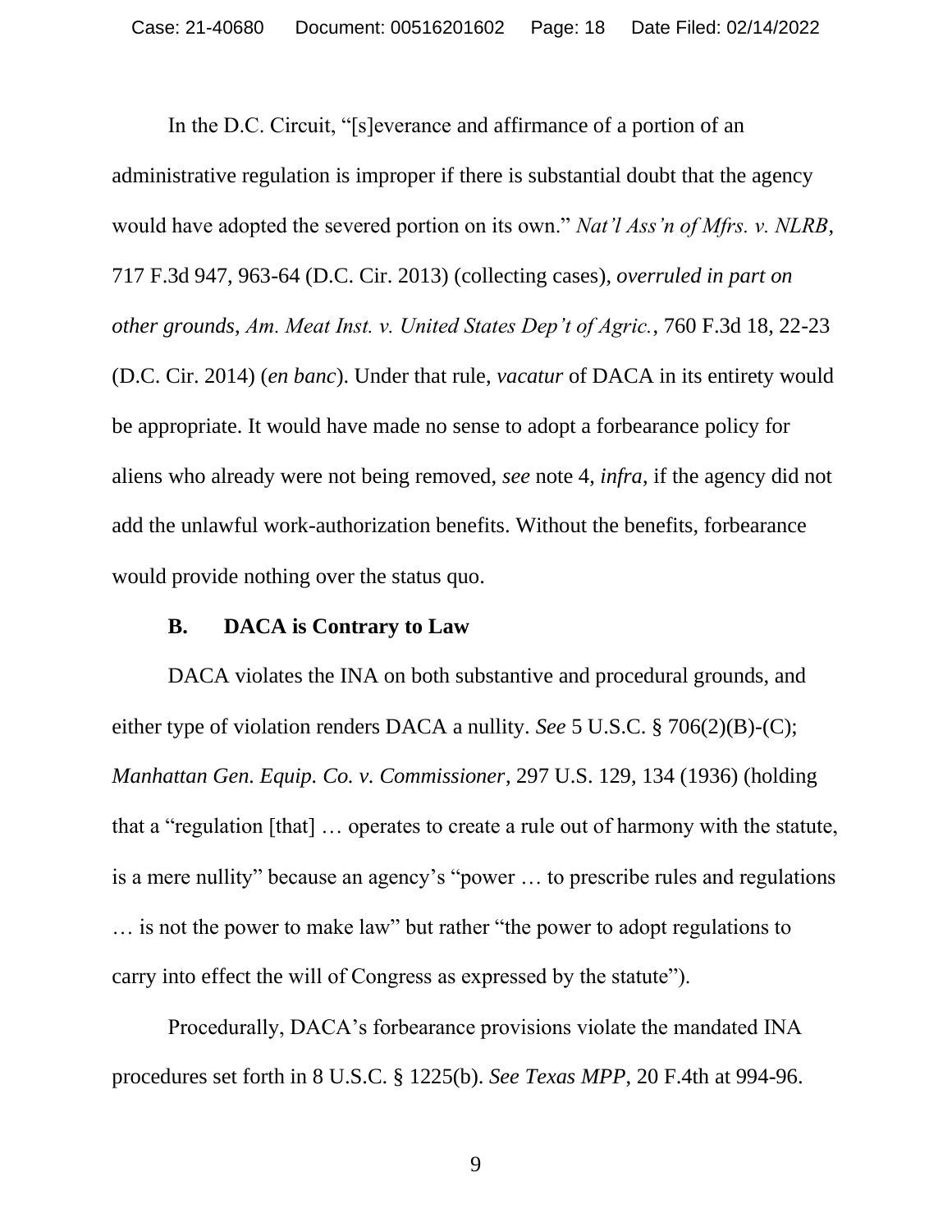In the D.C. Circuit, "[s]everance and affirmance of a portion of an administrative regulation is improper if there is substantial doubt that the agency would have adopted the severed portion on its own." *Nat'l Ass'n of Mfrs. v. NLRB*, 717 F.3d 947, 963-64 (D.C. Cir. 2013) (collecting cases), *overruled in part on other grounds*, *Am. Meat Inst. v. United States Dep't of Agric.*, 760 F.3d 18, 22-23 (D.C. Cir. 2014) (*en banc*). Under that rule, *vacatur* of DACA in its entirety would be appropriate. It would have made no sense to adopt a forbearance policy for aliens who already were not being removed, *see* note 4, *infra*, if the agency did not add the unlawful work-authorization benefits. Without the benefits, forbearance would provide nothing over the status quo.

### B. DACA is Contrary to Law

DACA violates the INA on both substantive and procedural grounds, and either type of violation renders DACA a nullity. *See* 5 U.S.C. § 706(2)(B)-(C); *Manhattan Gen. Equip. Co. v. Commissioner*, 297 U.S. 129, 134 (1936) (holding that a "regulation [that] … operates to create a rule out of harmony with the statute, is a mere nullity" because an agency's "power … to prescribe rules and regulations … is not the power to make law" but rather "the power to adopt regulations to carry into effect the will of Congress as expressed by the statute").

Procedurally, DACA's forbearance provisions violate the mandated INA procedures set forth in 8 U.S.C. § 1225(b). *See Texas MPP*, 20 F.4th at 994-96.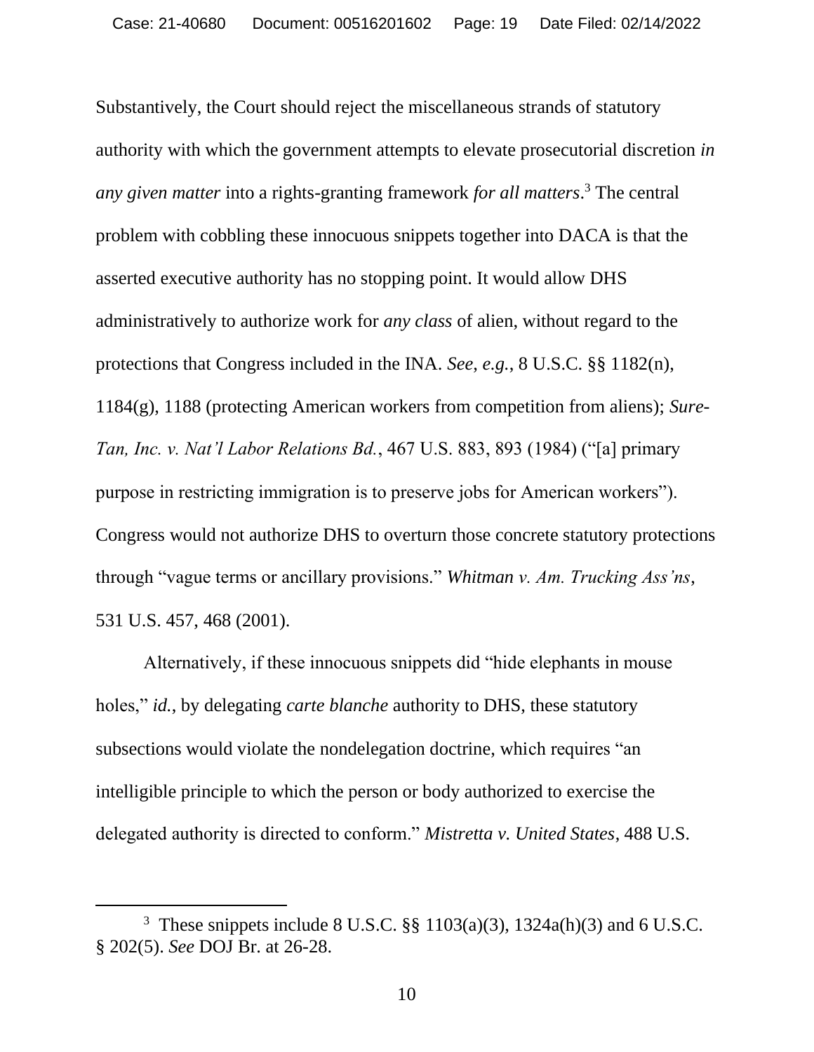Substantively, the Court should reject the miscellaneous strands of statutory authority with which the government attempts to elevate prosecutorial discretion *in any given matter* into a rights-granting framework *for all matters*.[3] The central problem with cobbling these innocuous snippets together into DACA is that the asserted executive authority has no stopping point. It would allow DHS administratively to authorize work for *any class* of alien, without regard to the protections that Congress included in the INA. *See, e.g.*, 8 U.S.C. §§ 1182(n), 1184(g), 1188 (protecting American workers from competition from aliens); *Sure-Tan, Inc. v. Nat'l Labor Relations Bd.*, 467 U.S. 883, 893 (1984) ("[a] primary purpose in restricting immigration is to preserve jobs for American workers"). Congress would not authorize DHS to overturn those concrete statutory protections through "vague terms or ancillary provisions." *Whitman v. Am. Trucking Ass'ns*, 531 U.S. 457, 468 (2001).

Alternatively, if these innocuous snippets did "hide elephants in mouse holes," *id.*, by delegating *carte blanche* authority to DHS, these statutory subsections would violate the nondelegation doctrine, which requires "an intelligible principle to which the person or body authorized to exercise the delegated authority is directed to conform." *Mistretta v. United States*, 488 U.S.

[3] These snippets include 8 U.S.C. §§ 1103(a)(3), 1324a(h)(3) and 6 U.S.C. § 202(5). *See* DOJ Br. at 26-28.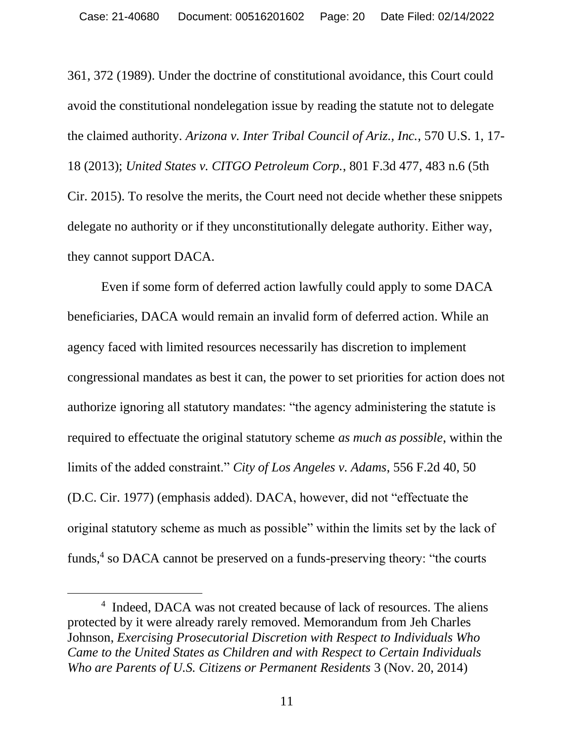361, 372 (1989). Under the doctrine of constitutional avoidance, this Court could avoid the constitutional nondelegation issue by reading the statute not to delegate the claimed authority. *Arizona v. Inter Tribal Council of Ariz., Inc.*, 570 U.S. 1, 17-18 (2013); *United States v. CITGO Petroleum Corp.*, 801 F.3d 477, 483 n.6 (5th Cir. 2015). To resolve the merits, the Court need not decide whether these snippets delegate no authority or if they unconstitutionally delegate authority. Either way, they cannot support DACA.

Even if some form of deferred action lawfully could apply to some DACA beneficiaries, DACA would remain an invalid form of deferred action. While an agency faced with limited resources necessarily has discretion to implement congressional mandates as best it can, the power to set priorities for action does not authorize ignoring all statutory mandates: "the agency administering the statute is required to effectuate the original statutory scheme *as much as possible*, within the limits of the added constraint." *City of Los Angeles v. Adams*, 556 F.2d 40, 50 (D.C. Cir. 1977) (emphasis added). DACA, however, did not "effectuate the original statutory scheme as much as possible" within the limits set by the lack of funds,[4] so DACA cannot be preserved on a funds-preserving theory: "the courts

[4] Indeed, DACA was not created because of lack of resources. The aliens protected by it were already rarely removed. Memorandum from Jeh Charles Johnson, *Exercising Prosecutorial Discretion with Respect to Individuals Who Came to the United States as Children and with Respect to Certain Individuals Who are Parents of U.S. Citizens or Permanent Residents* 3 (Nov. 20, 2014)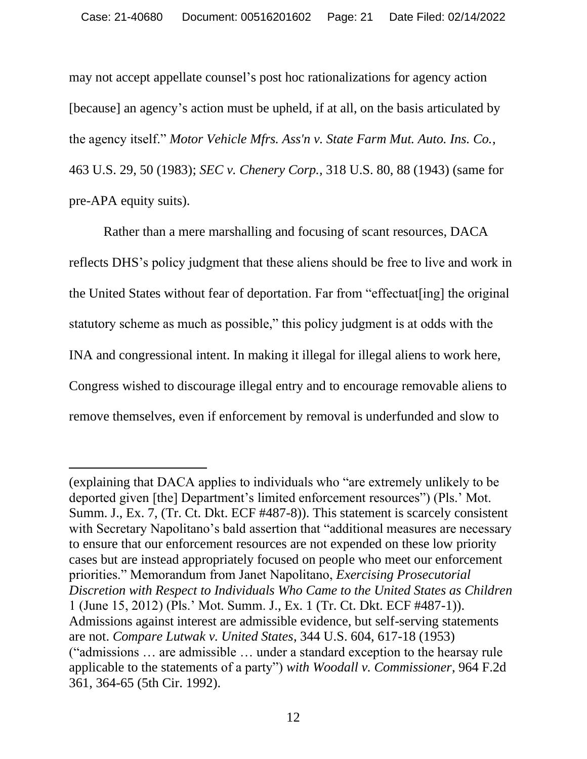may not accept appellate counsel's post hoc rationalizations for agency action [because] an agency's action must be upheld, if at all, on the basis articulated by the agency itself." *Motor Vehicle Mfrs. Ass'n v. State Farm Mut. Auto. Ins. Co.*, 463 U.S. 29, 50 (1983); *SEC v. Chenery Corp.*, 318 U.S. 80, 88 (1943) (same for pre-APA equity suits).

Rather than a mere marshalling and focusing of scant resources, DACA reflects DHS's policy judgment that these aliens should be free to live and work in the United States without fear of deportation. Far from "effectuat[ing] the original statutory scheme as much as possible," this policy judgment is at odds with the INA and congressional intent. In making it illegal for illegal aliens to work here, Congress wished to discourage illegal entry and to encourage removable aliens to remove themselves, even if enforcement by removal is underfunded and slow to

---

(explaining that DACA applies to individuals who "are extremely unlikely to be deported given [the] Department's limited enforcement resources") (Pls.' Mot. Summ. J., Ex. 7, (Tr. Ct. Dkt. ECF #487-8)). This statement is scarcely consistent with Secretary Napolitano's bald assertion that "additional measures are necessary to ensure that our enforcement resources are not expended on these low priority cases but are instead appropriately focused on people who meet our enforcement priorities." Memorandum from Janet Napolitano, *Exercising Prosecutorial Discretion with Respect to Individuals Who Came to the United States as Children* 1 (June 15, 2012) (Pls.' Mot. Summ. J., Ex. 1 (Tr. Ct. Dkt. ECF #487-1)). Admissions against interest are admissible evidence, but self-serving statements are not. *Compare Lutwak v. United States*, 344 U.S. 604, 617-18 (1953) ("admissions … are admissible … under a standard exception to the hearsay rule applicable to the statements of a party") *with Woodall v. Commissioner*, 964 F.2d 361, 364-65 (5th Cir. 1992).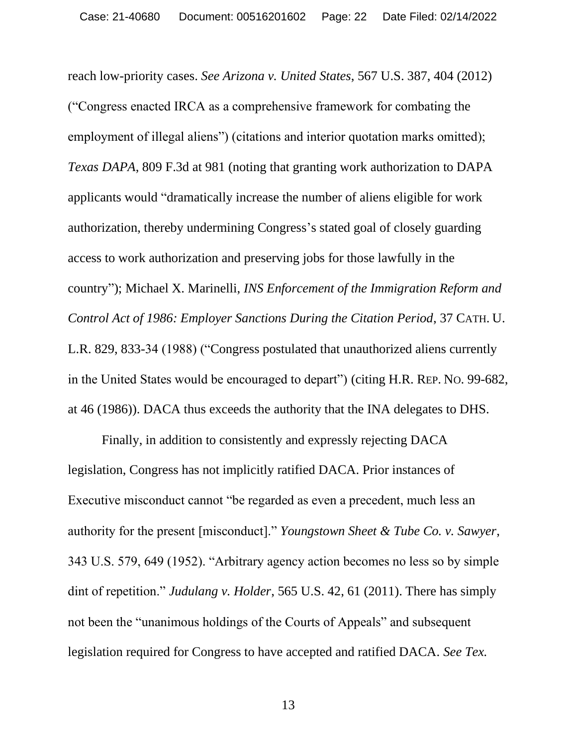reach low-priority cases. *See Arizona v. United States*, 567 U.S. 387, 404 (2012) ("Congress enacted IRCA as a comprehensive framework for combating the employment of illegal aliens") (citations and interior quotation marks omitted); *Texas DAPA*, 809 F.3d at 981 (noting that granting work authorization to DAPA applicants would "dramatically increase the number of aliens eligible for work authorization, thereby undermining Congress's stated goal of closely guarding access to work authorization and preserving jobs for those lawfully in the country"); Michael X. Marinelli, *INS Enforcement of the Immigration Reform and Control Act of 1986: Employer Sanctions During the Citation Period*, 37 CATH. U. L.R. 829, 833-34 (1988) ("Congress postulated that unauthorized aliens currently in the United States would be encouraged to depart") (citing H.R. REP. NO. 99-682, at 46 (1986)). DACA thus exceeds the authority that the INA delegates to DHS.

Finally, in addition to consistently and expressly rejecting DACA legislation, Congress has not implicitly ratified DACA. Prior instances of Executive misconduct cannot "be regarded as even a precedent, much less an authority for the present [misconduct]." *Youngstown Sheet & Tube Co. v. Sawyer*, 343 U.S. 579, 649 (1952). "Arbitrary agency action becomes no less so by simple dint of repetition." *Judulang v. Holder*, 565 U.S. 42, 61 (2011). There has simply not been the "unanimous holdings of the Courts of Appeals" and subsequent legislation required for Congress to have accepted and ratified DACA. *See Tex.*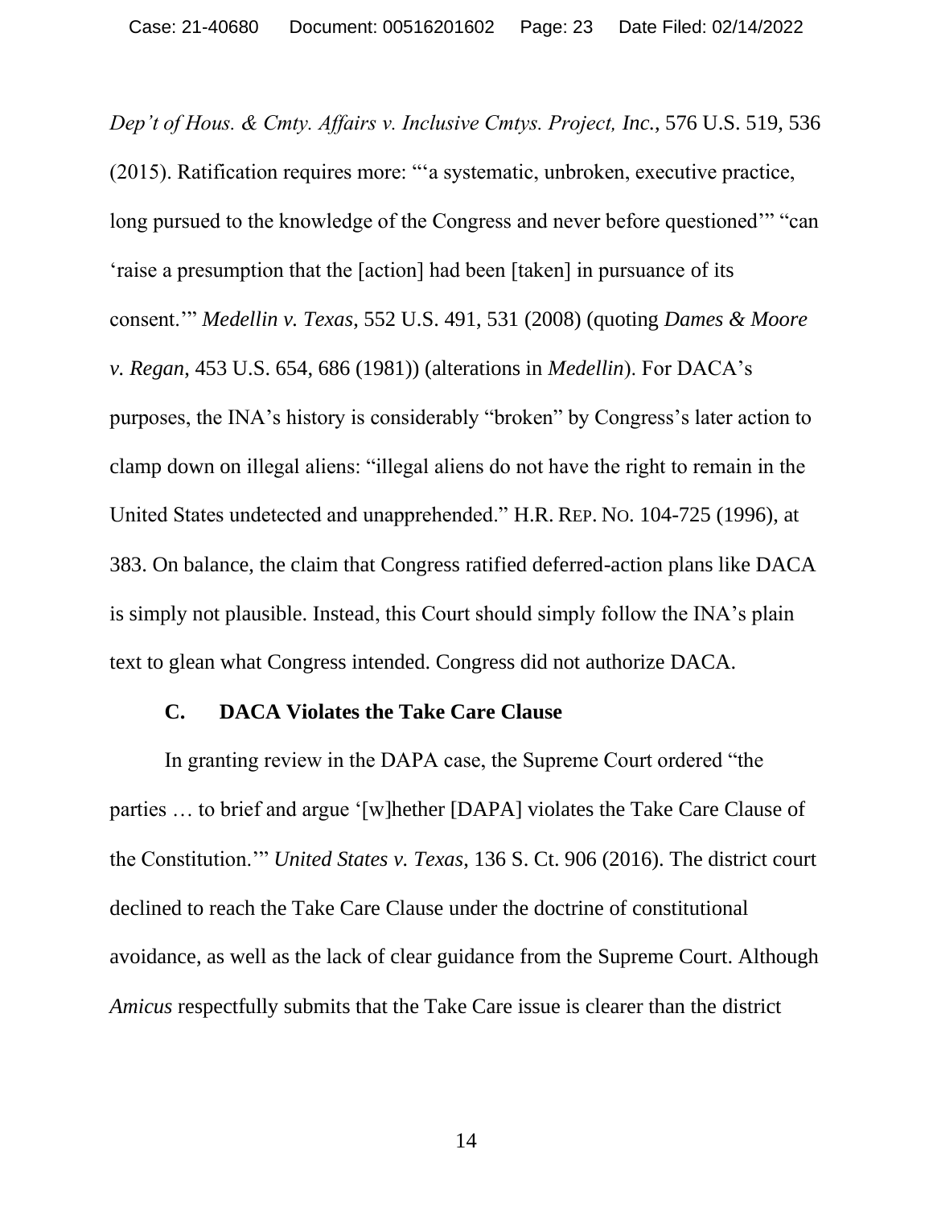*Dep't of Hous. & Cmty. Affairs v. Inclusive Cmtys. Project, Inc.*, 576 U.S. 519, 536 (2015). Ratification requires more: "'a systematic, unbroken, executive practice, long pursued to the knowledge of the Congress and never before questioned'" "can 'raise a presumption that the [action] had been [taken] in pursuance of its consent.'" *Medellin v. Texas*, 552 U.S. 491, 531 (2008) (quoting *Dames & Moore v. Regan*, 453 U.S. 654, 686 (1981)) (alterations in *Medellin*). For DACA's purposes, the INA's history is considerably "broken" by Congress's later action to clamp down on illegal aliens: "illegal aliens do not have the right to remain in the United States undetected and unapprehended." H.R. REP. NO. 104-725 (1996), at 383. On balance, the claim that Congress ratified deferred-action plans like DACA is simply not plausible. Instead, this Court should simply follow the INA's plain text to glean what Congress intended. Congress did not authorize DACA.

### C. DACA Violates the Take Care Clause

In granting review in the DAPA case, the Supreme Court ordered "the parties … to brief and argue '[w]hether [DAPA] violates the Take Care Clause of the Constitution.'" *United States v. Texas*, 136 S. Ct. 906 (2016). The district court declined to reach the Take Care Clause under the doctrine of constitutional avoidance, as well as the lack of clear guidance from the Supreme Court. Although *Amicus* respectfully submits that the Take Care issue is clearer than the district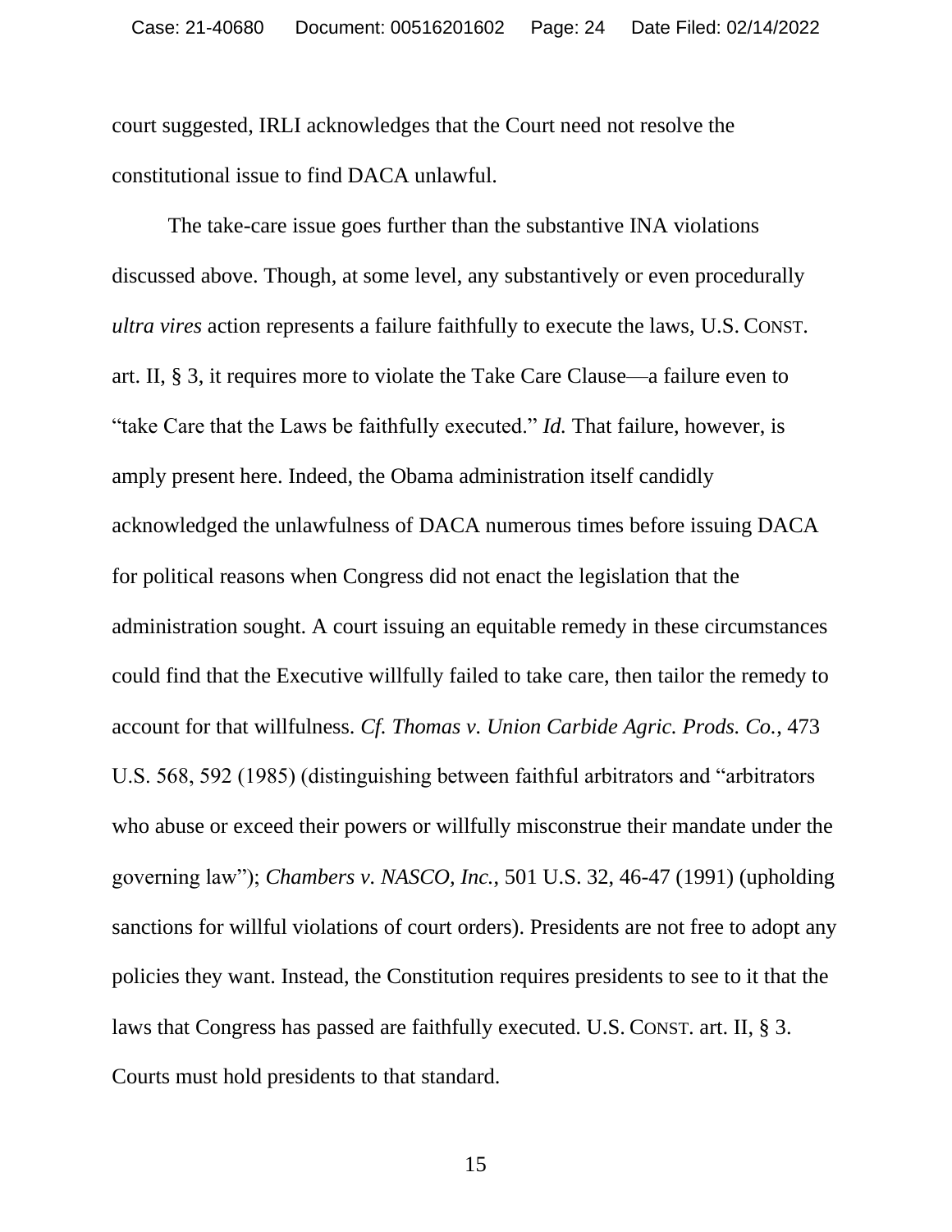court suggested, IRLI acknowledges that the Court need not resolve the constitutional issue to find DACA unlawful.

The take-care issue goes further than the substantive INA violations discussed above. Though, at some level, any substantively or even procedurally *ultra vires* action represents a failure faithfully to execute the laws, U.S. CONST. art. II, § 3, it requires more to violate the Take Care Clause—a failure even to "take Care that the Laws be faithfully executed." *Id.* That failure, however, is amply present here. Indeed, the Obama administration itself candidly acknowledged the unlawfulness of DACA numerous times before issuing DACA for political reasons when Congress did not enact the legislation that the administration sought. A court issuing an equitable remedy in these circumstances could find that the Executive willfully failed to take care, then tailor the remedy to account for that willfulness. *Cf. Thomas v. Union Carbide Agric. Prods. Co.*, 473 U.S. 568, 592 (1985) (distinguishing between faithful arbitrators and "arbitrators who abuse or exceed their powers or willfully misconstrue their mandate under the governing law"); *Chambers v. NASCO, Inc.*, 501 U.S. 32, 46-47 (1991) (upholding sanctions for willful violations of court orders). Presidents are not free to adopt any policies they want. Instead, the Constitution requires presidents to see to it that the laws that Congress has passed are faithfully executed. U.S. CONST. art. II, § 3. Courts must hold presidents to that standard.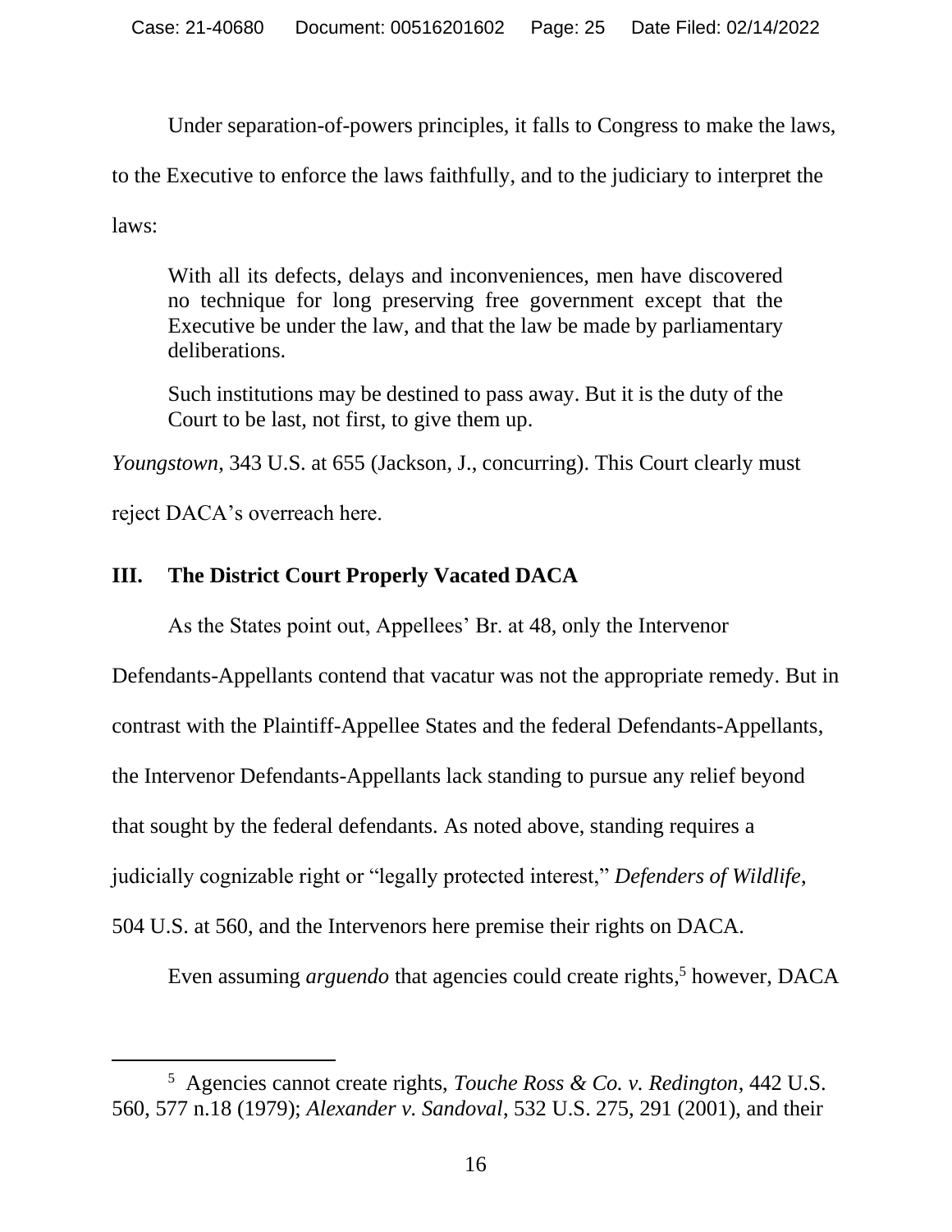Under separation-of-powers principles, it falls to Congress to make the laws, to the Executive to enforce the laws faithfully, and to the judiciary to interpret the laws:

> With all its defects, delays and inconveniences, men have discovered no technique for long preserving free government except that the Executive be under the law, and that the law be made by parliamentary deliberations.
>
> Such institutions may be destined to pass away. But it is the duty of the Court to be last, not first, to give them up.

*Youngstown*, 343 U.S. at 655 (Jackson, J., concurring). This Court clearly must reject DACA's overreach here.

## III. The District Court Properly Vacated DACA

As the States point out, Appellees' Br. at 48, only the Intervenor Defendants-Appellants contend that vacatur was not the appropriate remedy. But in contrast with the Plaintiff-Appellee States and the federal Defendants-Appellants, the Intervenor Defendants-Appellants lack standing to pursue any relief beyond that sought by the federal defendants. As noted above, standing requires a judicially cognizable right or "legally protected interest," *Defenders of Wildlife*, 504 U.S. at 560, and the Intervenors here premise their rights on DACA.

Even assuming *arguendo* that agencies could create rights,[5] however, DACA

---

[5] Agencies cannot create rights, *Touche Ross & Co. v. Redington*, 442 U.S. 560, 577 n.18 (1979); *Alexander v. Sandoval*, 532 U.S. 275, 291 (2001), and their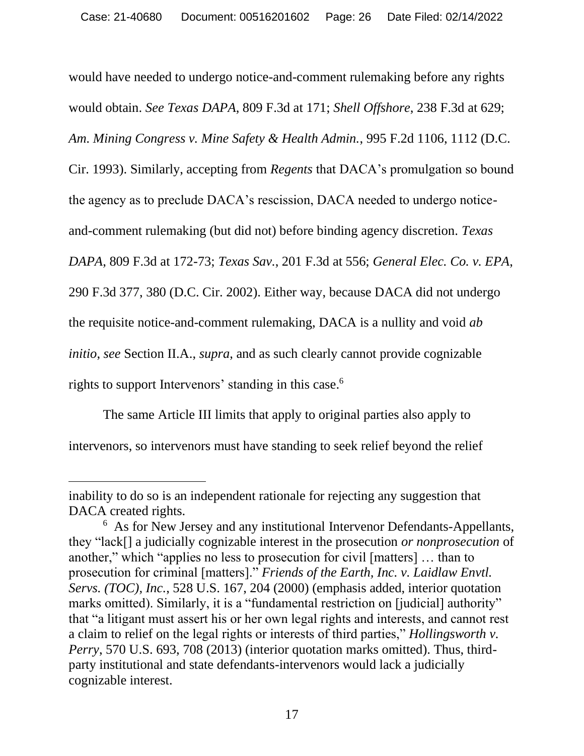would have needed to undergo notice-and-comment rulemaking before any rights would obtain. *See Texas DAPA*, 809 F.3d at 171; *Shell Offshore*, 238 F.3d at 629; *Am. Mining Congress v. Mine Safety & Health Admin.*, 995 F.2d 1106, 1112 (D.C. Cir. 1993). Similarly, accepting from *Regents* that DACA's promulgation so bound the agency as to preclude DACA's rescission, DACA needed to undergo notice-and-comment rulemaking (but did not) before binding agency discretion. *Texas DAPA*, 809 F.3d at 172-73; *Texas Sav.*, 201 F.3d at 556; *General Elec. Co. v. EPA*, 290 F.3d 377, 380 (D.C. Cir. 2002). Either way, because DACA did not undergo the requisite notice-and-comment rulemaking, DACA is a nullity and void *ab initio*, *see* Section II.A., *supra*, and as such clearly cannot provide cognizable rights to support Intervenors' standing in this case.[6]

The same Article III limits that apply to original parties also apply to intervenors, so intervenors must have standing to seek relief beyond the relief

---

inability to do so is an independent rationale for rejecting any suggestion that DACA created rights.

[6] As for New Jersey and any institutional Intervenor Defendants-Appellants, they "lack[] a judicially cognizable interest in the prosecution *or nonprosecution* of another," which "applies no less to prosecution for civil [matters] … than to prosecution for criminal [matters]." *Friends of the Earth, Inc. v. Laidlaw Envtl. Servs. (TOC), Inc.*, 528 U.S. 167, 204 (2000) (emphasis added, interior quotation marks omitted). Similarly, it is a "fundamental restriction on [judicial] authority" that "a litigant must assert his or her own legal rights and interests, and cannot rest a claim to relief on the legal rights or interests of third parties," *Hollingsworth v. Perry*, 570 U.S. 693, 708 (2013) (interior quotation marks omitted). Thus, third-party institutional and state defendants-intervenors would lack a judicially cognizable interest.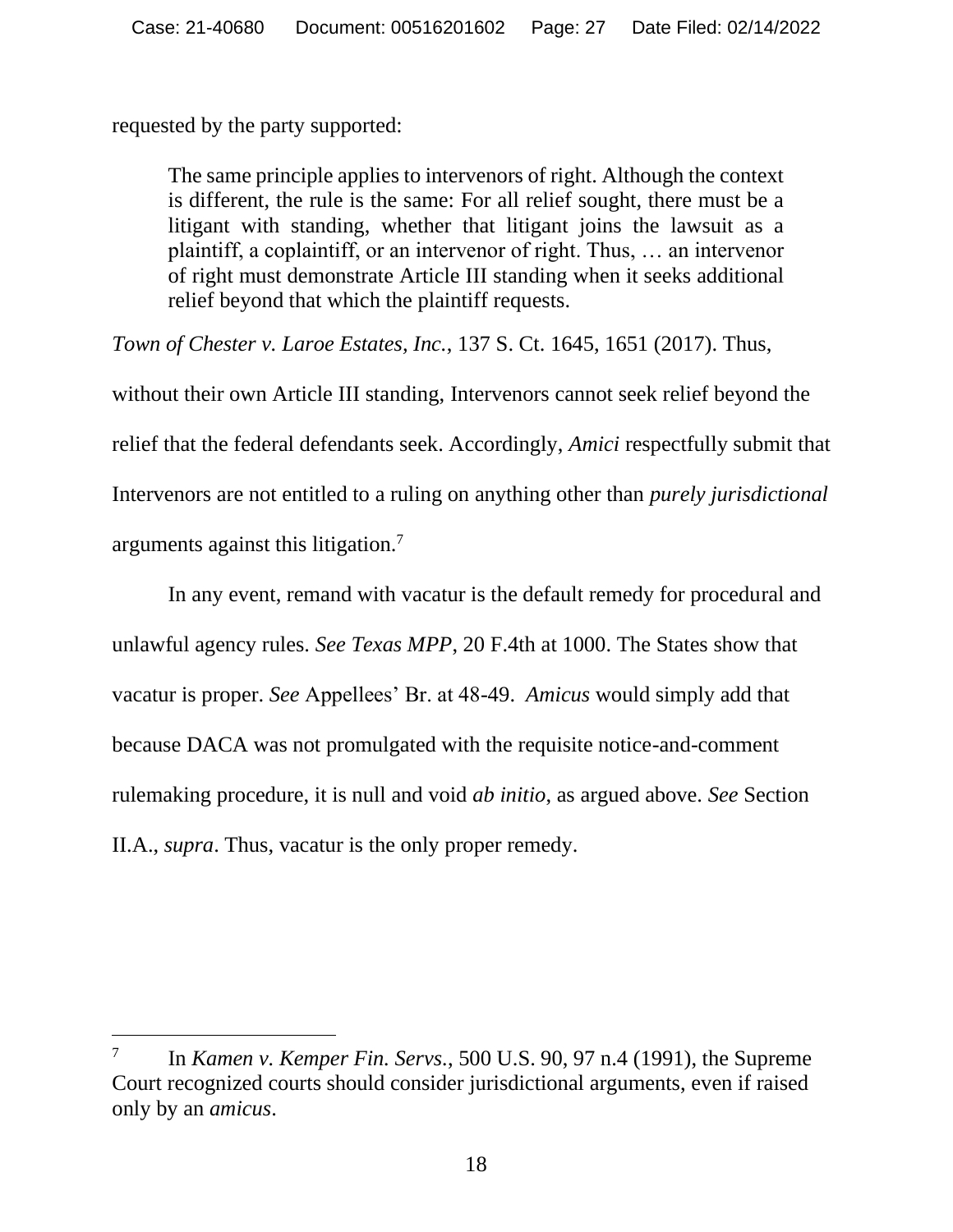requested by the party supported:

> The same principle applies to intervenors of right. Although the context is different, the rule is the same: For all relief sought, there must be a litigant with standing, whether that litigant joins the lawsuit as a plaintiff, a coplaintiff, or an intervenor of right. Thus, … an intervenor of right must demonstrate Article III standing when it seeks additional relief beyond that which the plaintiff requests.

*Town of Chester v. Laroe Estates, Inc.*, 137 S. Ct. 1645, 1651 (2017). Thus, without their own Article III standing, Intervenors cannot seek relief beyond the relief that the federal defendants seek. Accordingly, *Amici* respectfully submit that Intervenors are not entitled to a ruling on anything other than *purely jurisdictional* arguments against this litigation.[7]

In any event, remand with vacatur is the default remedy for procedural and unlawful agency rules. *See Texas MPP*, 20 F.4th at 1000. The States show that vacatur is proper. *See* Appellees' Br. at 48-49. *Amicus* would simply add that because DACA was not promulgated with the requisite notice-and-comment rulemaking procedure, it is null and void *ab initio*, as argued above. *See* Section II.A., *supra*. Thus, vacatur is the only proper remedy.

---

[7] In *Kamen v. Kemper Fin. Servs.*, 500 U.S. 90, 97 n.4 (1991), the Supreme Court recognized courts should consider jurisdictional arguments, even if raised only by an *amicus*.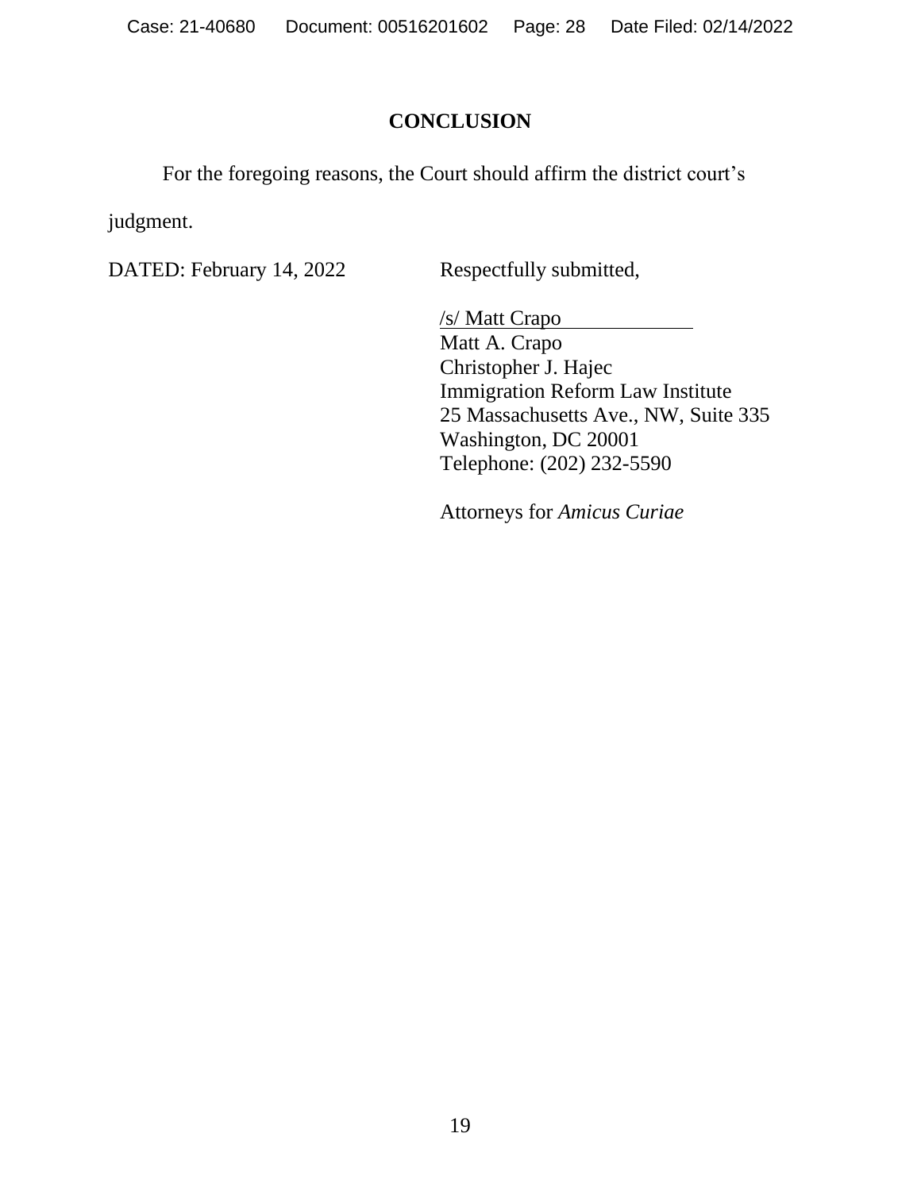## CONCLUSION

For the foregoing reasons, the Court should affirm the district court's judgment.

DATED: February 14, 2022

Respectfully submitted,

/s/ Matt Crapo
Matt A. Crapo
Christopher J. Hajec
Immigration Reform Law Institute
25 Massachusetts Ave., NW, Suite 335
Washington, DC 20001
Telephone: (202) 232-5590

Attorneys for *Amicus Curiae*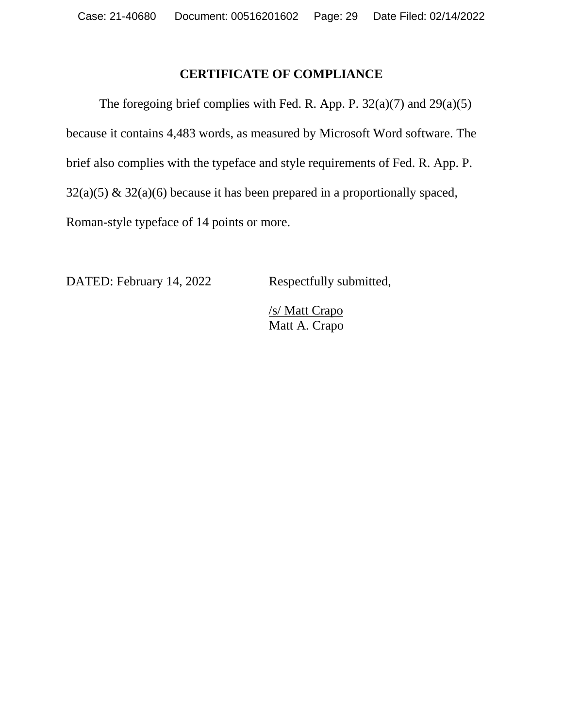# CERTIFICATE OF COMPLIANCE

The foregoing brief complies with Fed. R. App. P. 32(a)(7) and 29(a)(5) because it contains 4,483 words, as measured by Microsoft Word software. The brief also complies with the typeface and style requirements of Fed. R. App. P. 32(a)(5) & 32(a)(6) because it has been prepared in a proportionally spaced, Roman-style typeface of 14 points or more.

DATED: February 14, 2022

Respectfully submitted,

/s/ Matt Crapo
Matt A. Crapo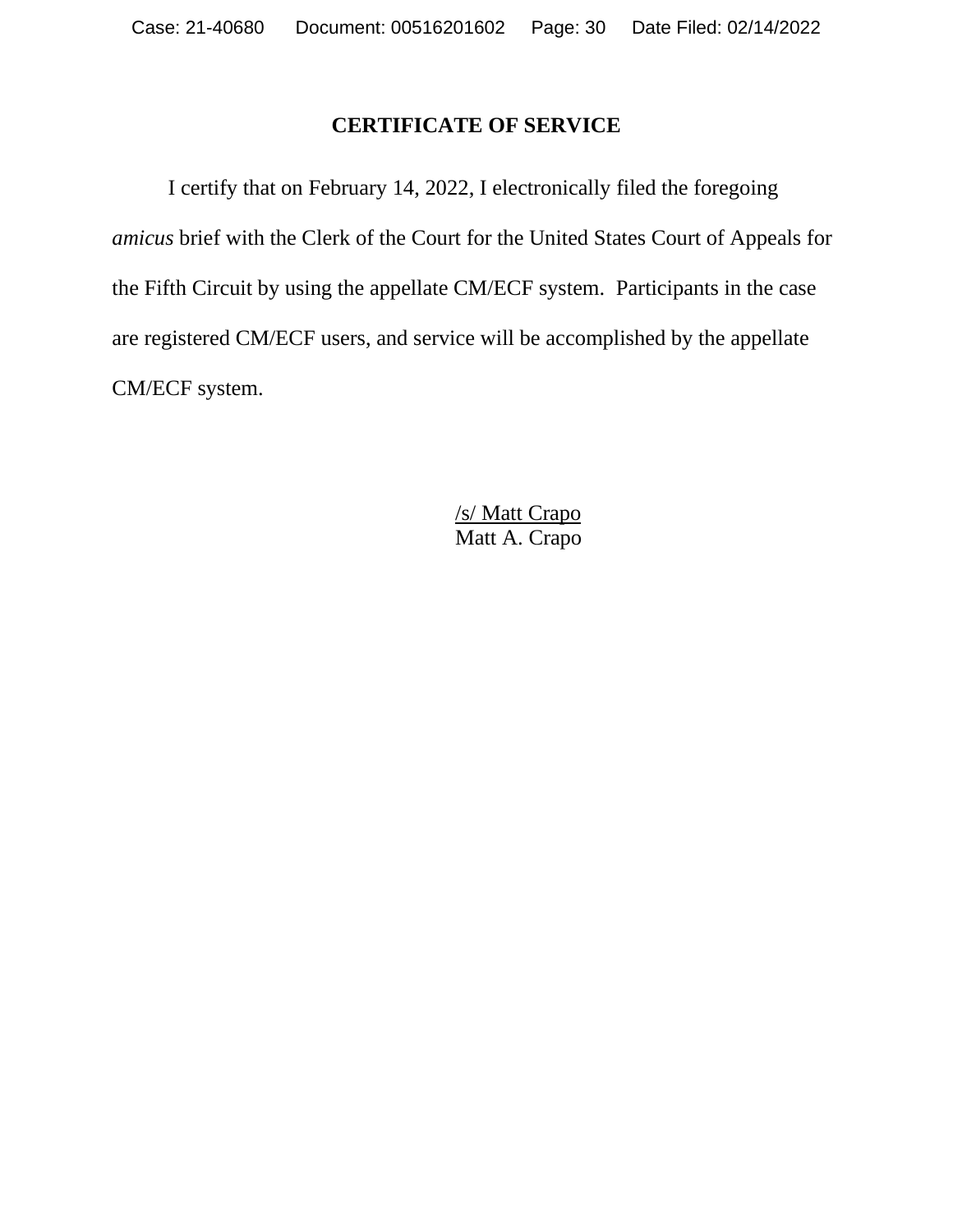## CERTIFICATE OF SERVICE

I certify that on February 14, 2022, I electronically filed the foregoing *amicus* brief with the Clerk of the Court for the United States Court of Appeals for the Fifth Circuit by using the appellate CM/ECF system. Participants in the case are registered CM/ECF users, and service will be accomplished by the appellate CM/ECF system.

/s/ Matt Crapo
Matt A. Crapo